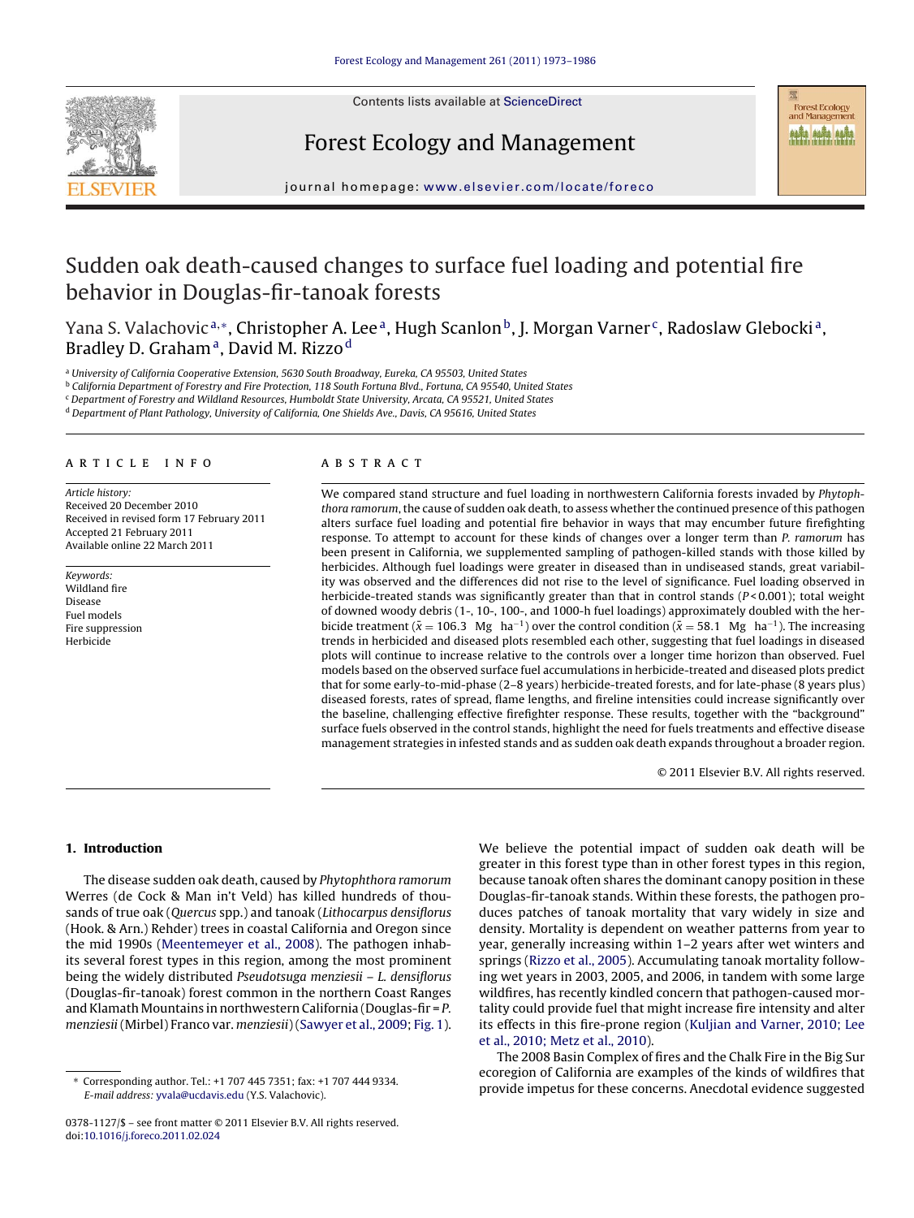Contents lists available at ScienceDirect

# Forest Ecology and Management

journal homepage: www.elsevier.com/locate/foreco

# Sudden oak death-caused changes to surface fuel loading and potential fire behavior in Douglas-fir-tanoak forests

Yana S. Valachovic[a,*], Christopher A. Lee[a], Hugh Scanlon[b], J. Morgan Varner[c], Radoslaw Glebocki[a], Bradley D. Graham[a], David M. Rizzo[d]

[a] University of California Cooperative Extension, 5630 South Broadway, Eureka, CA 95503, United States
[b] California Department of Forestry and Fire Protection, 118 South Fortuna Blvd., Fortuna, CA 95540, United States
[c] Department of Forestry and Wildland Resources, Humboldt State University, Arcata, CA 95521, United States
[d] Department of Plant Pathology, University of California, One Shields Ave., Davis, CA 95616, United States

**ARTICLE INFO**

*Article history:*
Received 20 December 2010
Received in revised form 17 February 2011
Accepted 21 February 2011
Available online 22 March 2011

*Keywords:*
Wildland fire
Disease
Fuel models
Fire suppression
Herbicide

**ABSTRACT**

We compared stand structure and fuel loading in northwestern California forests invaded by *Phytophthora ramorum*, the cause of sudden oak death, to assess whether the continued presence of this pathogen alters surface fuel loading and potential fire behavior in ways that may encumber future firefighting response. To attempt to account for these kinds of changes over a longer term than *P. ramorum* has been present in California, we supplemented sampling of pathogen-killed stands with those killed by herbicides. Although fuel loadings were greater in diseased than in undiseased stands, great variability was observed and the differences did not rise to the level of significance. Fuel loading observed in herbicide-treated stands was significantly greater than that in control stands ($P < 0.001$); total weight of downed woody debris (1-, 10-, 100-, and 1000-h fuel loadings) approximately doubled with the herbicide treatment ($\bar{x} = 106.3$ Mg ha$^{-1}$) over the control condition ($\bar{x} = 58.1$ Mg ha$^{-1}$). The increasing trends in herbicided and diseased plots resembled each other, suggesting that fuel loadings in diseased plots will continue to increase relative to the controls over a longer time horizon than observed. Fuel models based on the observed surface fuel accumulations in herbicide-treated and diseased plots predict that for some early-to-mid-phase (2–8 years) herbicide-treated forests, and for late-phase (8 years plus) diseased forests, rates of spread, flame lengths, and fireline intensities could increase significantly over the baseline, challenging effective firefighter response. These results, together with the "background" surface fuels observed in the control stands, highlight the need for fuels treatments and effective disease management strategies in infested stands and as sudden oak death expands throughout a broader region.

© 2011 Elsevier B.V. All rights reserved.

## 1. Introduction

The disease sudden oak death, caused by *Phytophthora ramorum* Werres (de Cock & Man in't Veld) has killed hundreds of thousands of true oak (*Quercus* spp.) and tanoak (*Lithocarpus densiflorus* (Hook. & Arn.) Rehder) trees in coastal California and Oregon since the mid 1990s (Meentemeyer et al., 2008). The pathogen inhabits several forest types in this region, among the most prominent being the widely distributed *Pseudotsuga menziesii* – *L. densiflorus* (Douglas-fir-tanoak) forest common in the northern Coast Ranges and Klamath Mountains in northwestern California (Douglas-fir = *P. menziesii* (Mirbel) Franco var. *menziesii*) (Sawyer et al., 2009; Fig. 1). We believe the potential impact of sudden oak death will be greater in this forest type than in other forest types in this region, because tanoak often shares the dominant canopy position in these Douglas-fir-tanoak stands. Within these forests, the pathogen produces patches of tanoak mortality that vary widely in size and density. Mortality is dependent on weather patterns from year to year, generally increasing within 1–2 years after wet winters and springs (Rizzo et al., 2005). Accumulating tanoak mortality following wet years in 2003, 2005, and 2006, in tandem with some large wildfires, has recently kindled concern that pathogen-caused mortality could provide fuel that might increase fire intensity and alter its effects in this fire-prone region (Kuljian and Varner, 2010; Lee et al., 2010; Metz et al., 2010).

The 2008 Basin Complex of fires and the Chalk Fire in the Big Sur ecoregion of California are examples of the kinds of wildfires that provide impetus for these concerns. Anecdotal evidence suggested

* Corresponding author. Tel.: +1 707 445 7351; fax: +1 707 444 9334.
E-mail address: yvala@ucdavis.edu (Y.S. Valachovic).

0378-1127/$ – see front matter © 2011 Elsevier B.V. All rights reserved.
doi:10.1016/j.foreco.2011.02.024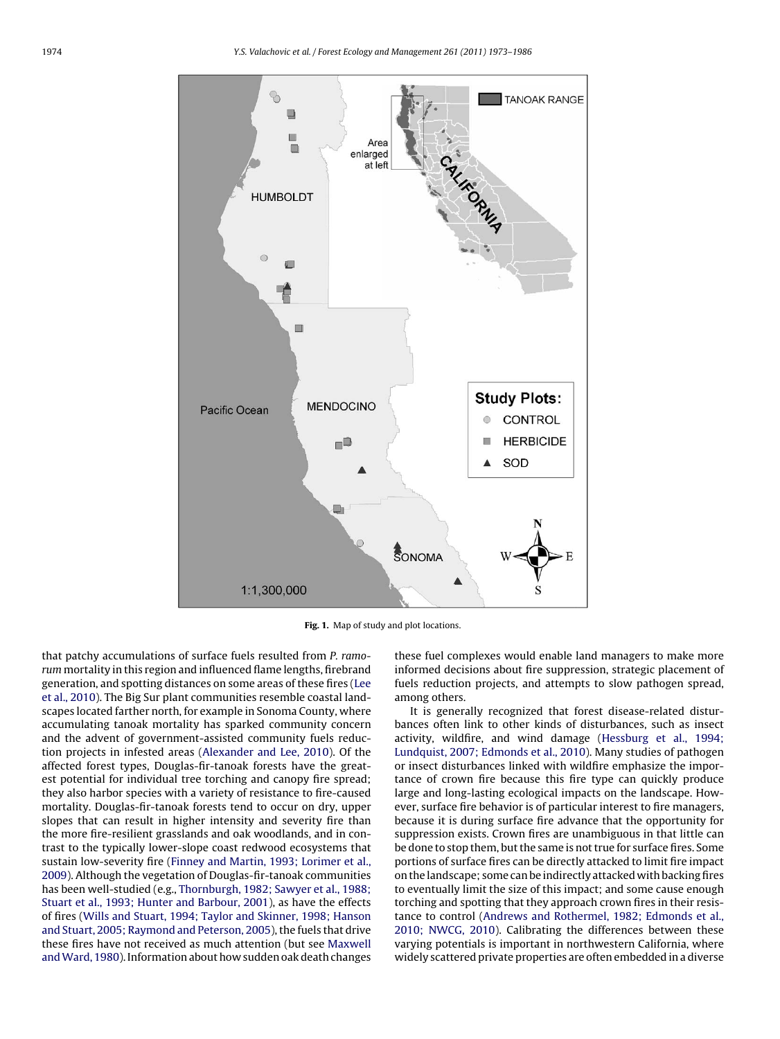TANOAK RANGE

Area enlarged at left

CALIFORNIA

HUMBOLDT

MENDOCINO

SONOMA

Pacific Ocean

Study Plots:

CONTROL

HERBICIDE

SOD

N

W

E

S

1:1,300,000

**Fig. 1.** Map of study and plot locations.

that patchy accumulations of surface fuels resulted from *P. ramorum* mortality in this region and influenced flame lengths, firebrand generation, and spotting distances on some areas of these fires (Lee et al., 2010). The Big Sur plant communities resemble coastal landscapes located farther north, for example in Sonoma County, where accumulating tanoak mortality has sparked community concern and the advent of government-assisted community fuels reduction projects in infested areas (Alexander and Lee, 2010). Of the affected forest types, Douglas-fir-tanoak forests have the greatest potential for individual tree torching and canopy fire spread; they also harbor species with a variety of resistance to fire-caused mortality. Douglas-fir-tanoak forests tend to occur on dry, upper slopes that can result in higher intensity and severity fire than the more fire-resilient grasslands and oak woodlands, and in contrast to the typically lower-slope coast redwood ecosystems that sustain low-severity fire (Finney and Martin, 1993; Lorimer et al., 2009). Although the vegetation of Douglas-fir-tanoak communities has been well-studied (e.g., Thornburgh, 1982; Sawyer et al., 1988; Stuart et al., 1993; Hunter and Barbour, 2001), as have the effects of fires (Wills and Stuart, 1994; Taylor and Skinner, 1998; Hanson and Stuart, 2005; Raymond and Peterson, 2005), the fuels that drive these fires have not received as much attention (but see Maxwell and Ward, 1980). Information about how sudden oak death changes these fuel complexes would enable land managers to make more informed decisions about fire suppression, strategic placement of fuels reduction projects, and attempts to slow pathogen spread, among others.

It is generally recognized that forest disease-related disturbances often link to other kinds of disturbances, such as insect activity, wildfire, and wind damage (Hessburg et al., 1994; Lundquist, 2007; Edmonds et al., 2010). Many studies of pathogen or insect disturbances linked with wildfire emphasize the importance of crown fire because this fire type can quickly produce large and long-lasting ecological impacts on the landscape. However, surface fire behavior is of particular interest to fire managers, because it is during surface fire advance that the opportunity for suppression exists. Crown fires are unambiguous in that little can be done to stop them, but the same is not true for surface fires. Some portions of surface fires can be directly attacked to limit fire impact on the landscape; some can be indirectly attacked with backing fires to eventually limit the size of this impact; and some cause enough torching and spotting that they approach crown fires in their resistance to control (Andrews and Rothermel, 1982; Edmonds et al., 2010; NWCG, 2010). Calibrating the differences between these varying potentials is important in northwestern California, where widely scattered private properties are often embedded in a diverse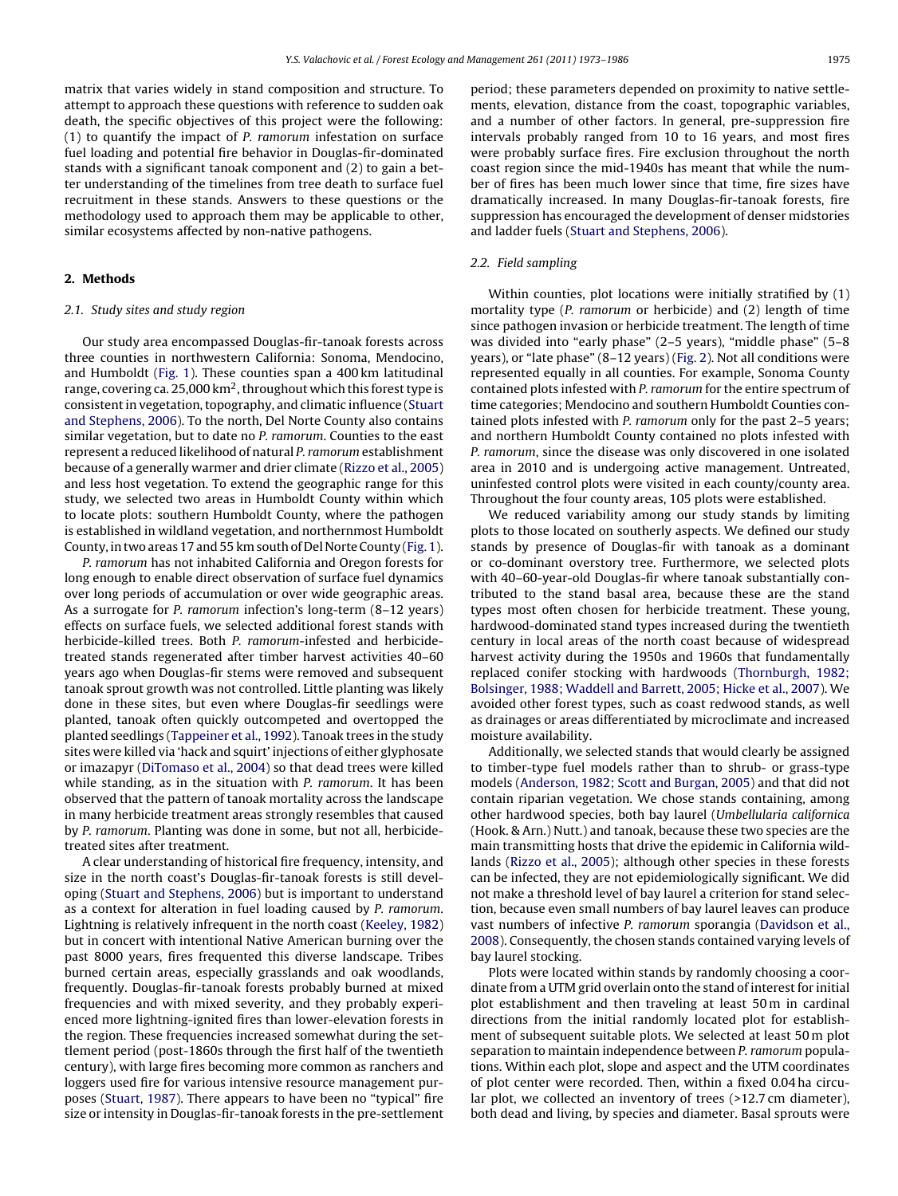matrix that varies widely in stand composition and structure. To attempt to approach these questions with reference to sudden oak death, the specific objectives of this project were the following: (1) to quantify the impact of *P. ramorum* infestation on surface fuel loading and potential fire behavior in Douglas-fir-dominated stands with a significant tanoak component and (2) to gain a better understanding of the timelines from tree death to surface fuel recruitment in these stands. Answers to these questions or the methodology used to approach them may be applicable to other, similar ecosystems affected by non-native pathogens.

## 2. Methods

### 2.1. Study sites and study region

Our study area encompassed Douglas-fir-tanoak forests across three counties in northwestern California: Sonoma, Mendocino, and Humboldt (Fig. 1). These counties span a 400 km latitudinal range, covering ca. 25,000 km$^2$, throughout which this forest type is consistent in vegetation, topography, and climatic influence (Stuart and Stephens, 2006). To the north, Del Norte County also contains similar vegetation, but to date no *P. ramorum*. Counties to the east represent a reduced likelihood of natural *P. ramorum* establishment because of a generally warmer and drier climate (Rizzo et al., 2005) and less host vegetation. To extend the geographic range for this study, we selected two areas in Humboldt County within which to locate plots: southern Humboldt County, where the pathogen is established in wildland vegetation, and northernmost Humboldt County, in two areas 17 and 55 km south of Del Norte County (Fig. 1).

*P. ramorum* has not inhabited California and Oregon forests for long enough to enable direct observation of surface fuel dynamics over long periods of accumulation or over wide geographic areas. As a surrogate for *P. ramorum* infection's long-term (8–12 years) effects on surface fuels, we selected additional forest stands with herbicide-killed trees. Both *P. ramorum*-infested and herbicide-treated stands regenerated after timber harvest activities 40–60 years ago when Douglas-fir stems were removed and subsequent tanoak sprout growth was not controlled. Little planting was likely done in these sites, but even where Douglas-fir seedlings were planted, tanoak often quickly outcompeted and overtopped the planted seedlings (Tappeiner et al., 1992). Tanoak trees in the study sites were killed via 'hack and squirt' injections of either glyphosate or imazapyr (DiTomaso et al., 2004) so that dead trees were killed while standing, as in the situation with *P. ramorum*. It has been observed that the pattern of tanoak mortality across the landscape in many herbicide treatment areas strongly resembles that caused by *P. ramorum*. Planting was done in some, but not all, herbicide-treated sites after treatment.

A clear understanding of historical fire frequency, intensity, and size in the north coast's Douglas-fir-tanoak forests is still developing (Stuart and Stephens, 2006) but is important to understand as a context for alteration in fuel loading caused by *P. ramorum*. Lightning is relatively infrequent in the north coast (Keeley, 1982) but in concert with intentional Native American burning over the past 8000 years, fires frequented this diverse landscape. Tribes burned certain areas, especially grasslands and oak woodlands, frequently. Douglas-fir-tanoak forests probably burned at mixed frequencies and with mixed severity, and they probably experienced more lightning-ignited fires than lower-elevation forests in the region. These frequencies increased somewhat during the settlement period (post-1860s through the first half of the twentieth century), with large fires becoming more common as ranchers and loggers used fire for various intensive resource management purposes (Stuart, 1987). There appears to have been no "typical" fire size or intensity in Douglas-fir-tanoak forests in the pre-settlement period; these parameters depended on proximity to native settlements, elevation, distance from the coast, topographic variables, and a number of other factors. In general, pre-suppression fire intervals probably ranged from 10 to 16 years, and most fires were probably surface fires. Fire exclusion throughout the north coast region since the mid-1940s has meant that while the number of fires has been much lower since that time, fire sizes have dramatically increased. In many Douglas-fir-tanoak forests, fire suppression has encouraged the development of denser midstories and ladder fuels (Stuart and Stephens, 2006).

### 2.2. Field sampling

Within counties, plot locations were initially stratified by (1) mortality type (*P. ramorum* or herbicide) and (2) length of time since pathogen invasion or herbicide treatment. The length of time was divided into "early phase" (2–5 years), "middle phase" (5–8 years), or "late phase" (8–12 years) (Fig. 2). Not all conditions were represented equally in all counties. For example, Sonoma County contained plots infested with *P. ramorum* for the entire spectrum of time categories; Mendocino and southern Humboldt Counties contained plots infested with *P. ramorum* only for the past 2–5 years; and northern Humboldt County contained no plots infested with *P. ramorum*, since the disease was only discovered in one isolated area in 2010 and is undergoing active management. Untreated, uninfested control plots were visited in each county/county area. Throughout the four county areas, 105 plots were established.

We reduced variability among our study stands by limiting plots to those located on southerly aspects. We defined our study stands by presence of Douglas-fir with tanoak as a dominant or co-dominant overstory tree. Furthermore, we selected plots with 40–60-year-old Douglas-fir where tanoak substantially contributed to the stand basal area, because these are the stand types most often chosen for herbicide treatment. These young, hardwood-dominated stand types increased during the twentieth century in local areas of the north coast because of widespread harvest activity during the 1950s and 1960s that fundamentally replaced conifer stocking with hardwoods (Thornburgh, 1982; Bolsinger, 1988; Waddell and Barrett, 2005; Hicke et al., 2007). We avoided other forest types, such as coast redwood stands, as well as drainages or areas differentiated by microclimate and increased moisture availability.

Additionally, we selected stands that would clearly be assigned to timber-type fuel models rather than to shrub- or grass-type models (Anderson, 1982; Scott and Burgan, 2005) and that did not contain riparian vegetation. We chose stands containing, among other hardwood species, both bay laurel (*Umbellularia californica* (Hook. & Arn.) Nutt.) and tanoak, because these two species are the main transmitting hosts that drive the epidemic in California wildlands (Rizzo et al., 2005); although other species in these forests can be infected, they are not epidemiologically significant. We did not make a threshold level of bay laurel a criterion for stand selection, because even small numbers of bay laurel leaves can produce vast numbers of infective *P. ramorum* sporangia (Davidson et al., 2008). Consequently, the chosen stands contained varying levels of bay laurel stocking.

Plots were located within stands by randomly choosing a coordinate from a UTM grid overlain onto the stand of interest for initial plot establishment and then traveling at least 50 m in cardinal directions from the initial randomly located plot for establishment of subsequent suitable plots. We selected at least 50 m plot separation to maintain independence between *P. ramorum* populations. Within each plot, slope and aspect and the UTM coordinates of plot center were recorded. Then, within a fixed 0.04 ha circular plot, we collected an inventory of trees (>12.7 cm diameter), both dead and living, by species and diameter. Basal sprouts were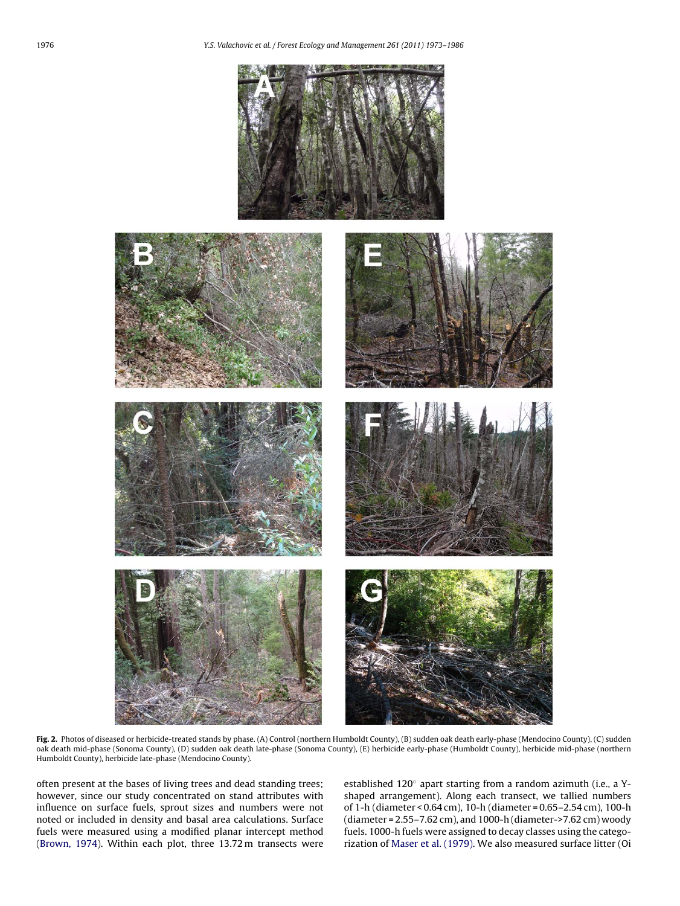**Fig. 2.** Photos of diseased or herbicide-treated stands by phase. (A) Control (northern Humboldt County), (B) sudden oak death early-phase (Mendocino County), (C) sudden oak death mid-phase (Sonoma County), (D) sudden oak death late-phase (Sonoma County), (E) herbicide early-phase (Humboldt County), herbicide mid-phase (northern Humboldt County), herbicide late-phase (Mendocino County).

often present at the bases of living trees and dead standing trees; however, since our study concentrated on stand attributes with influence on surface fuels, sprout sizes and numbers were not noted or included in density and basal area calculations. Surface fuels were measured using a modified planar intercept method (Brown, 1974). Within each plot, three 13.72 m transects were established 120° apart starting from a random azimuth (i.e., a Y-shaped arrangement). Along each transect, we tallied numbers of 1-h (diameter < 0.64 cm), 10-h (diameter = 0.65–2.54 cm), 100-h (diameter = 2.55–7.62 cm), and 1000-h (diameter->7.62 cm) woody fuels. 1000-h fuels were assigned to decay classes using the categorization of Maser et al. (1979). We also measured surface litter (Oi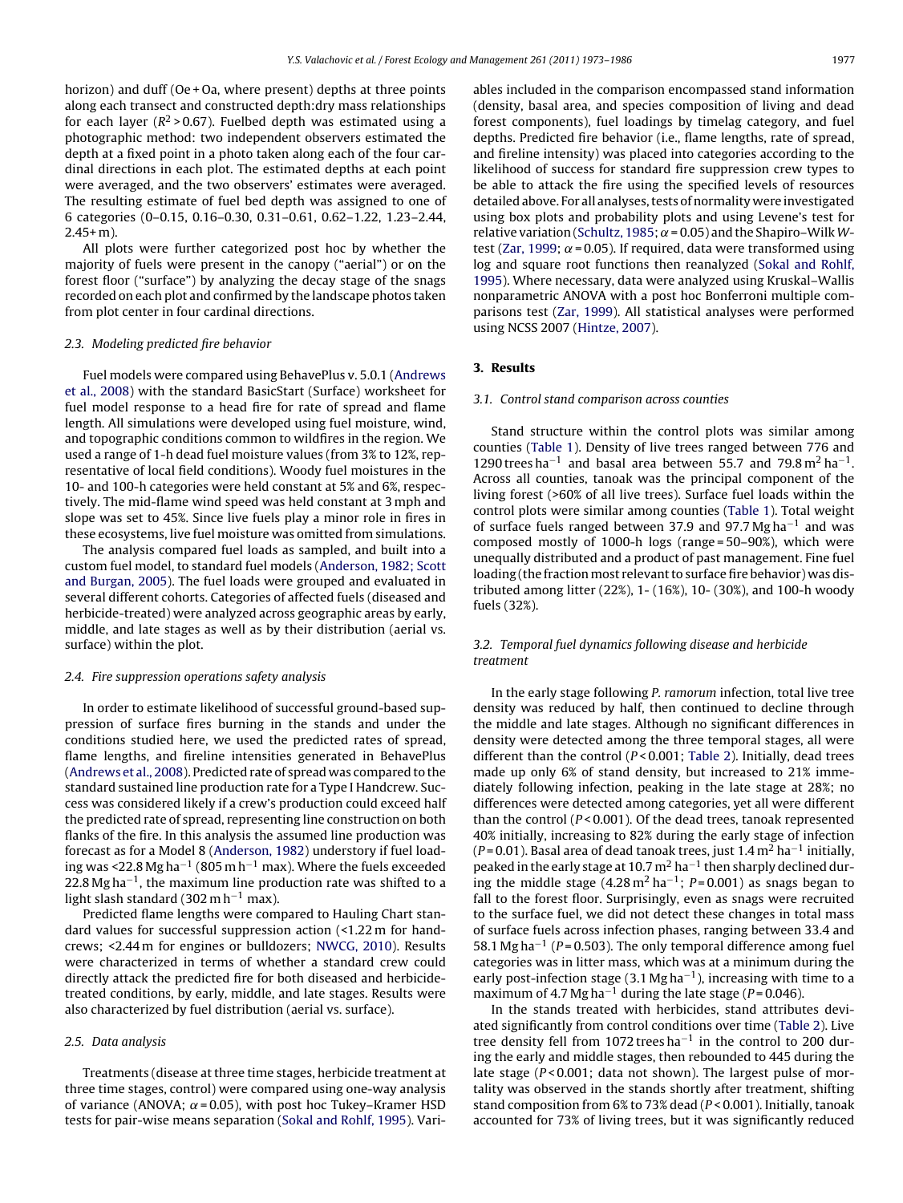horizon) and duff (Oe + Oa, where present) depths at three points along each transect and constructed depth:dry mass relationships for each layer ($R^2 > 0.67$). Fuelbed depth was estimated using a photographic method: two independent observers estimated the depth at a fixed point in a photo taken along each of the four cardinal directions in each plot. The estimated depths at each point were averaged, and the two observers' estimates were averaged. The resulting estimate of fuel bed depth was assigned to one of 6 categories (0–0.15, 0.16–0.30, 0.31–0.61, 0.62–1.22, 1.23–2.44, 2.45+ m).

All plots were further categorized post hoc by whether the majority of fuels were present in the canopy ("aerial") or on the forest floor ("surface") by analyzing the decay stage of the snags recorded on each plot and confirmed by the landscape photos taken from plot center in four cardinal directions.

### 2.3. Modeling predicted fire behavior

Fuel models were compared using BehavePlus v. 5.0.1 (Andrews et al., 2008) with the standard BasicStart (Surface) worksheet for fuel model response to a head fire for rate of spread and flame length. All simulations were developed using fuel moisture, wind, and topographic conditions common to wildfires in the region. We used a range of 1-h dead fuel moisture values (from 3% to 12%, representative of local field conditions). Woody fuel moistures in the 10- and 100-h categories were held constant at 5% and 6%, respectively. The mid-flame wind speed was held constant at 3 mph and slope was set to 45%. Since live fuels play a minor role in fires in these ecosystems, live fuel moisture was omitted from simulations.

The analysis compared fuel loads as sampled, and built into a custom fuel model, to standard fuel models (Anderson, 1982; Scott and Burgan, 2005). The fuel loads were grouped and evaluated in several different cohorts. Categories of affected fuels (diseased and herbicide-treated) were analyzed across geographic areas by early, middle, and late stages as well as by their distribution (aerial vs. surface) within the plot.

### 2.4. Fire suppression operations safety analysis

In order to estimate likelihood of successful ground-based suppression of surface fires burning in the stands and under the conditions studied here, we used the predicted rates of spread, flame lengths, and fireline intensities generated in BehavePlus (Andrews et al., 2008). Predicted rate of spread was compared to the standard sustained line production rate for a Type I Handcrew. Success was considered likely if a crew's production could exceed half the predicted rate of spread, representing line construction on both flanks of the fire. In this analysis the assumed line production was forecast as for a Model 8 (Anderson, 1982) understory if fuel loading was <22.8 Mg ha$^{-1}$ (805 m h$^{-1}$ max). Where the fuels exceeded 22.8 Mg ha$^{-1}$, the maximum line production rate was shifted to a light slash standard (302 m h$^{-1}$ max).

Predicted flame lengths were compared to Hauling Chart standard values for successful suppression action (<1.22 m for handcrews; <2.44 m for engines or bulldozers; NWCG, 2010). Results were characterized in terms of whether a standard crew could directly attack the predicted fire for both diseased and herbicide-treated conditions, by early, middle, and late stages. Results were also characterized by fuel distribution (aerial vs. surface).

### 2.5. Data analysis

Treatments (disease at three time stages, herbicide treatment at three time stages, control) were compared using one-way analysis of variance (ANOVA; $\alpha = 0.05$), with post hoc Tukey–Kramer HSD tests for pair-wise means separation (Sokal and Rohlf, 1995). Variables included in the comparison encompassed stand information (density, basal area, and species composition of living and dead forest components), fuel loadings by timelag category, and fuel depths. Predicted fire behavior (i.e., flame lengths, rate of spread, and fireline intensity) was placed into categories according to the likelihood of success for standard fire suppression crew types to be able to attack the fire using the specified levels of resources detailed above. For all analyses, tests of normality were investigated using box plots and probability plots and using Levene's test for relative variation (Schultz, 1985; $\alpha = 0.05$) and the Shapiro–Wilk $W$-test (Zar, 1999; $\alpha = 0.05$). If required, data were transformed using log and square root functions then reanalyzed (Sokal and Rohlf, 1995). Where necessary, data were analyzed using Kruskal–Wallis nonparametric ANOVA with a post hoc Bonferroni multiple comparisons test (Zar, 1999). All statistical analyses were performed using NCSS 2007 (Hintze, 2007).

## 3. Results

### 3.1. Control stand comparison across counties

Stand structure within the control plots was similar among counties (Table 1). Density of live trees ranged between 776 and 1290 trees ha$^{-1}$ and basal area between 55.7 and 79.8 m$^2$ ha$^{-1}$. Across all counties, tanoak was the principal component of the living forest (>60% of all live trees). Surface fuel loads within the control plots were similar among counties (Table 1). Total weight of surface fuels ranged between 37.9 and 97.7 Mg ha$^{-1}$ and was composed mostly of 1000-h logs (range = 50–90%), which were unequally distributed and a product of past management. Fine fuel loading (the fraction most relevant to surface fire behavior) was distributed among litter (22%), 1- (16%), 10- (30%), and 100-h woody fuels (32%).

### 3.2. Temporal fuel dynamics following disease and herbicide treatment

In the early stage following *P. ramorum* infection, total live tree density was reduced by half, then continued to decline through the middle and late stages. Although no significant differences in density were detected among the three temporal stages, all were different than the control ($P < 0.001$; Table 2). Initially, dead trees made up only 6% of stand density, but increased to 21% immediately following infection, peaking in the late stage at 28%; no differences were detected among categories, yet all were different than the control ($P < 0.001$). Of the dead trees, tanoak represented 40% initially, increasing to 82% during the early stage of infection ($P = 0.01$). Basal area of dead tanoak trees, just 1.4 m$^2$ ha$^{-1}$ initially, peaked in the early stage at 10.7 m$^2$ ha$^{-1}$ then sharply declined during the middle stage (4.28 m$^2$ ha$^{-1}$; $P = 0.001$) as snags began to fall to the forest floor. Surprisingly, even as snags were recruited to the surface fuel, we did not detect these changes in total mass of surface fuels across infection phases, ranging between 33.4 and 58.1 Mg ha$^{-1}$ ($P = 0.503$). The only temporal difference among fuel categories was in litter mass, which was at a minimum during the early post-infection stage (3.1 Mg ha$^{-1}$), increasing with time to a maximum of 4.7 Mg ha$^{-1}$ during the late stage ($P = 0.046$).

In the stands treated with herbicides, stand attributes deviated significantly from control conditions over time (Table 2). Live tree density fell from 1072 trees ha$^{-1}$ in the control to 200 during the early and middle stages, then rebounded to 445 during the late stage ($P < 0.001$; data not shown). The largest pulse of mortality was observed in the stands shortly after treatment, shifting stand composition from 6% to 73% dead ($P < 0.001$). Initially, tanoak accounted for 73% of living trees, but it was significantly reduced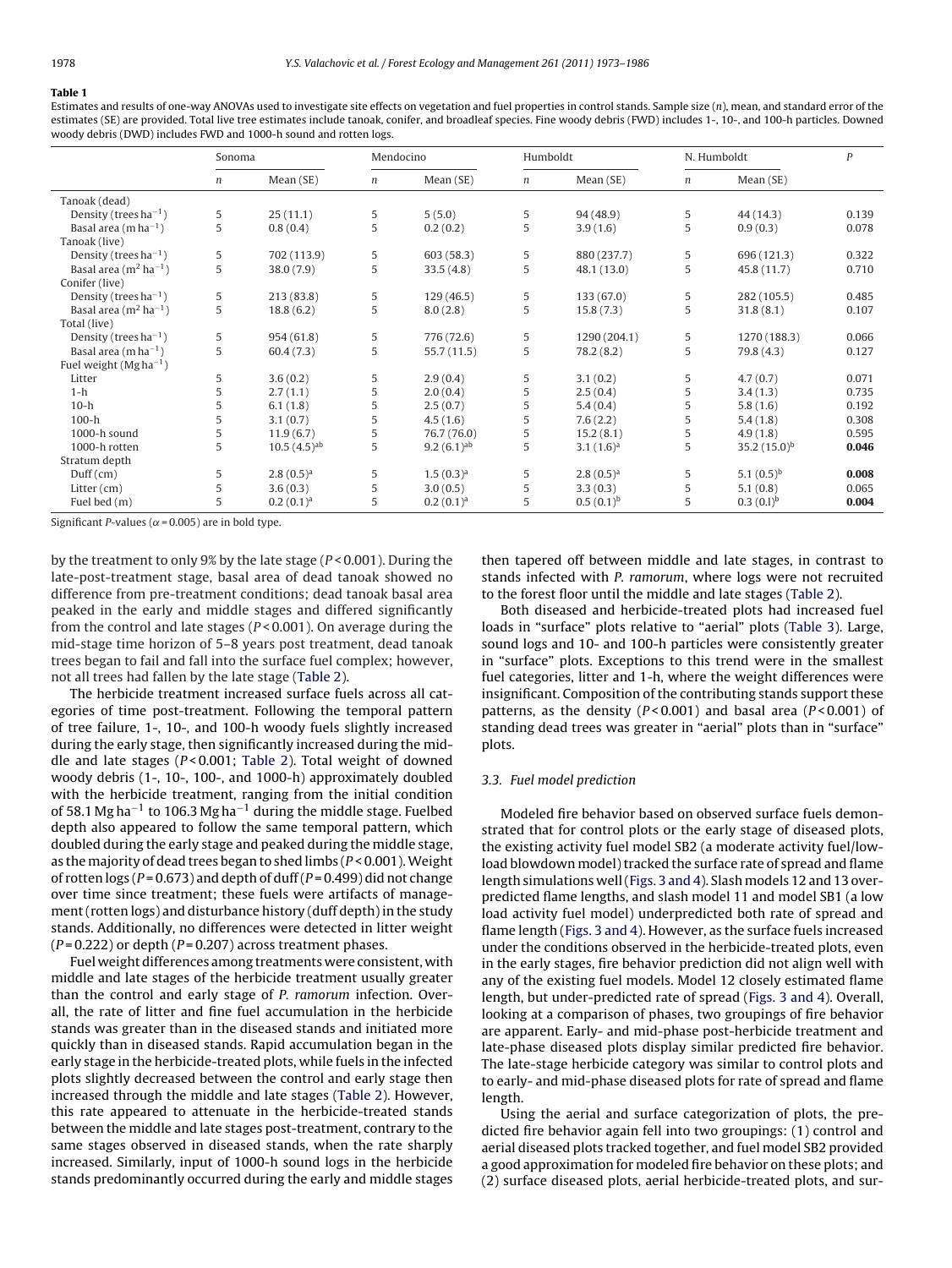**Table 1**

Estimates and results of one-way ANOVAs used to investigate site effects on vegetation and fuel properties in control stands. Sample size (*n*), mean, and standard error of the estimates (SE) are provided. Total live tree estimates include tanoak, conifer, and broadleaf species. Fine woody debris (FWD) includes 1-, 10-, and 100-h particles. Downed woody debris (DWD) includes FWD and 1000-h sound and rotten logs.

| | Sonoma | | Mendocino | | Humboldt | | N. Humboldt | | *P* |
|---|---|---|---|---|---|---|---|---|---|
| | *n* | Mean (SE) | *n* | Mean (SE) | *n* | Mean (SE) | *n* | Mean (SE) | |
| Tanoak (dead) | | | | | | | | | |
| Density (trees $ha^{-1}$) | 5 | 25 (11.1) | 5 | 5 (5.0) | 5 | 94 (48.9) | 5 | 44 (14.3) | 0.139 |
| Basal area ($m\,ha^{-1}$) | 5 | 0.8 (0.4) | 5 | 0.2 (0.2) | 5 | 3.9 (1.6) | 5 | 0.9 (0.3) | 0.078 |
| Tanoak (live) | | | | | | | | | |
| Density (trees $ha^{-1}$) | 5 | 702 (113.9) | 5 | 603 (58.3) | 5 | 880 (237.7) | 5 | 696 (121.3) | 0.322 |
| Basal area ($m^2\,ha^{-1}$) | 5 | 38.0 (7.9) | 5 | 33.5 (4.8) | 5 | 48.1 (13.0) | 5 | 45.8 (11.7) | 0.710 |
| Conifer (live) | | | | | | | | | |
| Density (trees $ha^{-1}$) | 5 | 213 (83.8) | 5 | 129 (46.5) | 5 | 133 (67.0) | 5 | 282 (105.5) | 0.485 |
| Basal area ($m^2\,ha^{-1}$) | 5 | 18.8 (6.2) | 5 | 8.0 (2.8) | 5 | 15.8 (7.3) | 5 | 31.8 (8.1) | 0.107 |
| Total (live) | | | | | | | | | |
| Density (trees $ha^{-1}$) | 5 | 954 (61.8) | 5 | 776 (72.6) | 5 | 1290 (204.1) | 5 | 1270 (188.3) | 0.066 |
| Basal area ($m\,ha^{-1}$) | 5 | 60.4 (7.3) | 5 | 55.7 (11.5) | 5 | 78.2 (8.2) | 5 | 79.8 (4.3) | 0.127 |
| Fuel weight ($Mg\,ha^{-1}$) | | | | | | | | | |
| Litter | 5 | 3.6 (0.2) | 5 | 2.9 (0.4) | 5 | 3.1 (0.2) | 5 | 4.7 (0.7) | 0.071 |
| 1-h | 5 | 2.7 (1.1) | 5 | 2.0 (0.4) | 5 | 2.5 (0.4) | 5 | 3.4 (1.3) | 0.735 |
| 10-h | 5 | 6.1 (1.8) | 5 | 2.5 (0.7) | 5 | 5.4 (0.4) | 5 | 5.8 (1.6) | 0.192 |
| 100-h | 5 | 3.1 (0.7) | 5 | 4.5 (1.6) | 5 | 7.6 (2.2) | 5 | 5.4 (1.8) | 0.308 |
| 1000-h sound | 5 | 11.9 (6.7) | 5 | 76.7 (76.0) | 5 | 15.2 (8.1) | 5 | 4.9 (1.8) | 0.595 |
| 1000-h rotten | 5 | 10.5 (4.5)[ab] | 5 | 9.2 (6.1)[ab] | 5 | 3.1 (1.6)[a] | 5 | 35.2 (15.0)[b] | **0.046** |
| Stratum depth | | | | | | | | | |
| Duff (cm) | 5 | 2.8 (0.5)[a] | 5 | 1.5 (0.3)[a] | 5 | 2.8 (0.5)[a] | 5 | 5.1 (0.5)[b] | **0.008** |
| Litter (cm) | 5 | 3.6 (0.3) | 5 | 3.0 (0.5) | 5 | 3.3 (0.3) | 5 | 5.1 (0.8) | 0.065 |
| Fuel bed (m) | 5 | 0.2 (0.1)[a] | 5 | 0.2 (0.1)[a] | 5 | 0.5 (0.1)[b] | 5 | 0.3 (0.l)[b] | **0.004** |

Significant *P*-values ($\alpha$ = 0.005) are in bold type.

by the treatment to only 9% by the late stage ($P < 0.001$). During the late-post-treatment stage, basal area of dead tanoak showed no difference from pre-treatment conditions; dead tanoak basal area peaked in the early and middle stages and differed significantly from the control and late stages ($P < 0.001$). On average during the mid-stage time horizon of 5–8 years post treatment, dead tanoak trees began to fail and fall into the surface fuel complex; however, not all trees had fallen by the late stage (Table 2).

The herbicide treatment increased surface fuels across all categories of time post-treatment. Following the temporal pattern of tree failure, 1-, 10-, and 100-h woody fuels slightly increased during the early stage, then significantly increased during the middle and late stages ($P < 0.001$; Table 2). Total weight of downed woody debris (1-, 10-, 100-, and 1000-h) approximately doubled with the herbicide treatment, ranging from the initial condition of 58.1 $Mg\,ha^{-1}$ to 106.3 $Mg\,ha^{-1}$ during the middle stage. Fuelbed depth also appeared to follow the same temporal pattern, which doubled during the early stage and peaked during the middle stage, as the majority of dead trees began to shed limbs ($P < 0.001$). Weight of rotten logs ($P = 0.673$) and depth of duff ($P = 0.499$) did not change over time since treatment; these fuels were artifacts of management (rotten logs) and disturbance history (duff depth) in the study stands. Additionally, no differences were detected in litter weight ($P = 0.222$) or depth ($P = 0.207$) across treatment phases.

Fuel weight differences among treatments were consistent, with middle and late stages of the herbicide treatment usually greater than the control and early stage of *P. ramorum* infection. Overall, the rate of litter and fine fuel accumulation in the herbicide stands was greater than in the diseased stands and initiated more quickly than in diseased stands. Rapid accumulation began in the early stage in the herbicide-treated plots, while fuels in the infected plots slightly decreased between the control and early stage then increased through the middle and late stages (Table 2). However, this rate appeared to attenuate in the herbicide-treated stands between the middle and late stages post-treatment, contrary to the same stages observed in diseased stands, when the rate sharply increased. Similarly, input of 1000-h sound logs in the herbicide stands predominantly occurred during the early and middle stages then tapered off between middle and late stages, in contrast to stands infected with *P. ramorum*, where logs were not recruited to the forest floor until the middle and late stages (Table 2).

Both diseased and herbicide-treated plots had increased fuel loads in "surface" plots relative to "aerial" plots (Table 3). Large, sound logs and 10- and 100-h particles were consistently greater in "surface" plots. Exceptions to this trend were in the smallest fuel categories, litter and 1-h, where the weight differences were insignificant. Composition of the contributing stands support these patterns, as the density ($P < 0.001$) and basal area ($P < 0.001$) of standing dead trees was greater in "aerial" plots than in "surface" plots.

### 3.3. Fuel model prediction

Modeled fire behavior based on observed surface fuels demonstrated that for control plots or the early stage of diseased plots, the existing activity fuel model SB2 (a moderate activity fuel/low-load blowdown model) tracked the surface rate of spread and flame length simulations well (Figs. 3 and 4). Slash models 12 and 13 over-predicted flame lengths, and slash model 11 and model SB1 (a low load activity fuel model) underpredicted both rate of spread and flame length (Figs. 3 and 4). However, as the surface fuels increased under the conditions observed in the herbicide-treated plots, even in the early stages, fire behavior prediction did not align well with any of the existing fuel models. Model 12 closely estimated flame length, but under-predicted rate of spread (Figs. 3 and 4). Overall, looking at a comparison of phases, two groupings of fire behavior are apparent. Early- and mid-phase post-herbicide treatment and late-phase diseased plots display similar predicted fire behavior. The late-stage herbicide category was similar to control plots and to early- and mid-phase diseased plots for rate of spread and flame length.

Using the aerial and surface categorization of plots, the predicted fire behavior again fell into two groupings: (1) control and aerial diseased plots tracked together, and fuel model SB2 provided a good approximation for modeled fire behavior on these plots; and (2) surface diseased plots, aerial herbicide-treated plots, and sur-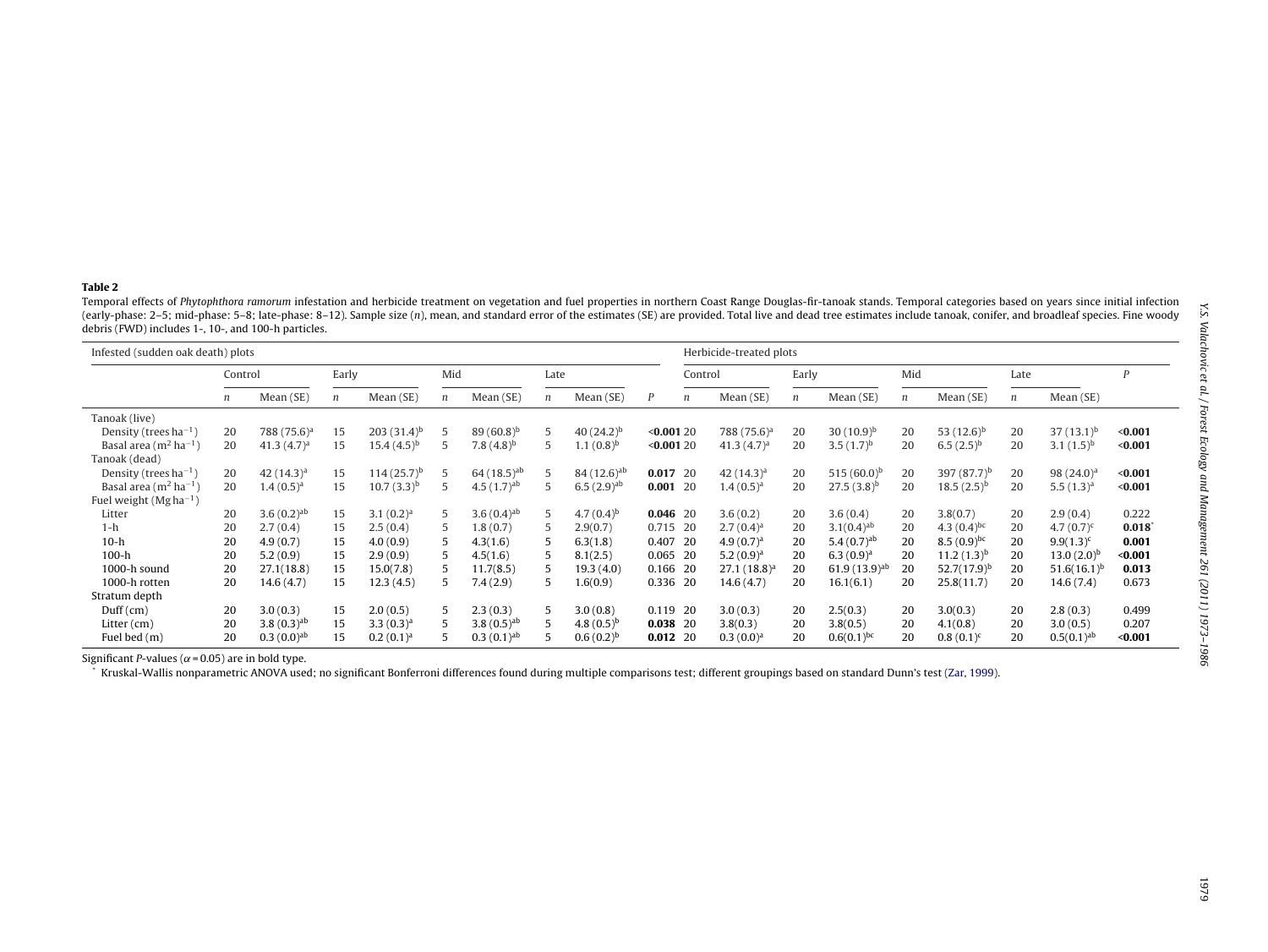**Table 2**

Temporal effects of *Phytophthora ramorum* infestation and herbicide treatment on vegetation and fuel properties in northern Coast Range Douglas-fir-tanoak stands. Temporal categories based on years since initial infection (early-phase: 2–5; mid-phase: 5–8; late-phase: 8–12). Sample size (*n*), mean, and standard error of the estimates (SE) are provided. Total live and dead tree estimates include tanoak, conifer, and broadleaf species. Fine woody debris (FWD) includes 1-, 10-, and 100-h particles.

| | Infested (sudden oak death) plots | | | | | | | | | Herbicide-treated plots | | | | | | | | |
|---|---|---|---|---|---|---|---|---|---|---|---|---|---|---|---|---|---|---|
| | Control | | Early | | Mid | | Late | | | Control | | Early | | Mid | | Late | | *P* |
| | *n* | Mean (SE) | *n* | Mean (SE) | *n* | Mean (SE) | *n* | Mean (SE) | *P* | *n* | Mean (SE) | *n* | Mean (SE) | *n* | Mean (SE) | *n* | Mean (SE) | |
| Tanoak (live) | | | | | | | | | | | | | | | | | | |
| Density (trees $ha^{-1}$) | 20 | 788 (75.6)[a] | 15 | 203 (31.4)[b] | 5 | 89 (60.8)[b] | 5 | 40 (24.2)[b] | **<0.001** | 20 | 788 (75.6)[a] | 20 | 30 (10.9)[b] | 20 | 53 (12.6)[b] | 20 | 37 (13.1)[b] | **<0.001** |
| Basal area ($m^2$ $ha^{-1}$) | 20 | 41.3 (4.7)[a] | 15 | 15.4 (4.5)[b] | 5 | 7.8 (4.8)[b] | 5 | 1.1 (0.8)[b] | **<0.001** | 20 | 41.3 (4.7)[a] | 20 | 3.5 (1.7)[b] | 20 | 6.5 (2.5)[b] | 20 | 3.1 (1.5)[b] | **<0.001** |
| Tanoak (dead) | | | | | | | | | | | | | | | | | | |
| Density (trees $ha^{-1}$) | 20 | 42 (14.3)[a] | 15 | 114 (25.7)[b] | 5 | 64 (18.5)[ab] | 5 | 84 (12.6)[ab] | **0.017** | 20 | 42 (14.3)[a] | 20 | 515 (60.0)[b] | 20 | 397 (87.7)[b] | 20 | 98 (24.0)[a] | **<0.001** |
| Basal area ($m^2$ $ha^{-1}$) | 20 | 1.4 (0.5)[a] | 15 | 10.7 (3.3)[b] | 5 | 4.5 (1.7)[ab] | 5 | 6.5 (2.9)[ab] | **0.001** | 20 | 1.4 (0.5)[a] | 20 | 27.5 (3.8)[b] | 20 | 18.5 (2.5)[b] | 20 | 5.5 (1.3)[a] | **<0.001** |
| Fuel weight (Mg $ha^{-1}$) | | | | | | | | | | | | | | | | | | |
| Litter | 20 | 3.6 (0.2)[ab] | 15 | 3.1 (0.2)[a] | 5 | 3.6 (0.4)[ab] | 5 | 4.7 (0.4)[b] | **0.046** | 20 | 3.6 (0.2) | 20 | 3.6 (0.4) | 20 | 3.8(0.7) | 20 | 2.9 (0.4) | 0.222 |
| 1-h | 20 | 2.7 (0.4) | 15 | 2.5 (0.4) | 5 | 1.8 (0.7) | 5 | 2.9(0.7) | 0.715 | 20 | 2.7 (0.4)[a] | 20 | 3.1(0.4)[ab] | 20 | 4.3 (0.4)[bc] | 20 | 4.7 (0.7)[c] | **0.018**[*] |
| 10-h | 20 | 4.9 (0.7) | 15 | 4.0 (0.9) | 5 | 4.3(1.6) | 5 | 6.3(1.8) | 0.407 | 20 | 4.9 (0.7)[a] | 20 | 5.4 (0.7)[ab] | 20 | 8.5 (0.9)[bc] | 20 | 9.9(1.3)[c] | **0.001** |
| 100-h | 20 | 5.2 (0.9) | 15 | 2.9 (0.9) | 5 | 4.5(1.6) | 5 | 8.1(2.5) | 0.065 | 20 | 5.2 (0.9)[a] | 20 | 6.3 (0.9)[a] | 20 | 11.2 (1.3)[b] | 20 | 13.0 (2.0)[b] | **<0.001** |
| 1000-h sound | 20 | 27.1(18.8) | 15 | 15.0(7.8) | 5 | 11.7(8.5) | 5 | 19.3 (4.0) | 0.166 | 20 | 27.1 (18.8)[a] | 20 | 61.9 (13.9)[ab] | 20 | 52.7(17.9)[b] | 20 | 51.6(16.1)[b] | **0.013** |
| 1000-h rotten | 20 | 14.6 (4.7) | 15 | 12.3 (4.5) | 5 | 7.4 (2.9) | 5 | 1.6(0.9) | 0.336 | 20 | 14.6 (4.7) | 20 | 16.1(6.1) | 20 | 25.8(11.7) | 20 | 14.6 (7.4) | 0.673 |
| Stratum depth | | | | | | | | | | | | | | | | | | |
| Duff (cm) | 20 | 3.0 (0.3) | 15 | 2.0 (0.5) | 5 | 2.3 (0.3) | 5 | 3.0 (0.8) | 0.119 | 20 | 3.0 (0.3) | 20 | 2.5(0.3) | 20 | 3.0(0.3) | 20 | 2.8 (0.3) | 0.499 |
| Litter (cm) | 20 | 3.8 (0.3)[ab] | 15 | 3.3 (0.3)[a] | 5 | 3.8 (0.5)[ab] | 5 | 4.8 (0.5)[b] | **0.038** | 20 | 3.8(0.3) | 20 | 3.8(0.5) | 20 | 4.1(0.8) | 20 | 3.0 (0.5) | 0.207 |
| Fuel bed (m) | 20 | 0.3 (0.0)[ab] | 15 | 0.2 (0.1)[a] | 5 | 0.3 (0.1)[ab] | 5 | 0.6 (0.2)[b] | **0.012** | 20 | 0.3 (0.0)[a] | 20 | 0.6(0.1)[bc] | 20 | 0.8 (0.1)[c] | 20 | 0.5(0.1)[ab] | **<0.001** |

Significant *P*-values ($\alpha = 0.05$) are in bold type.

[*] Kruskal-Wallis nonparametric ANOVA used; no significant Bonferroni differences found during multiple comparisons test; different groupings based on standard Dunn's test (Zar, 1999).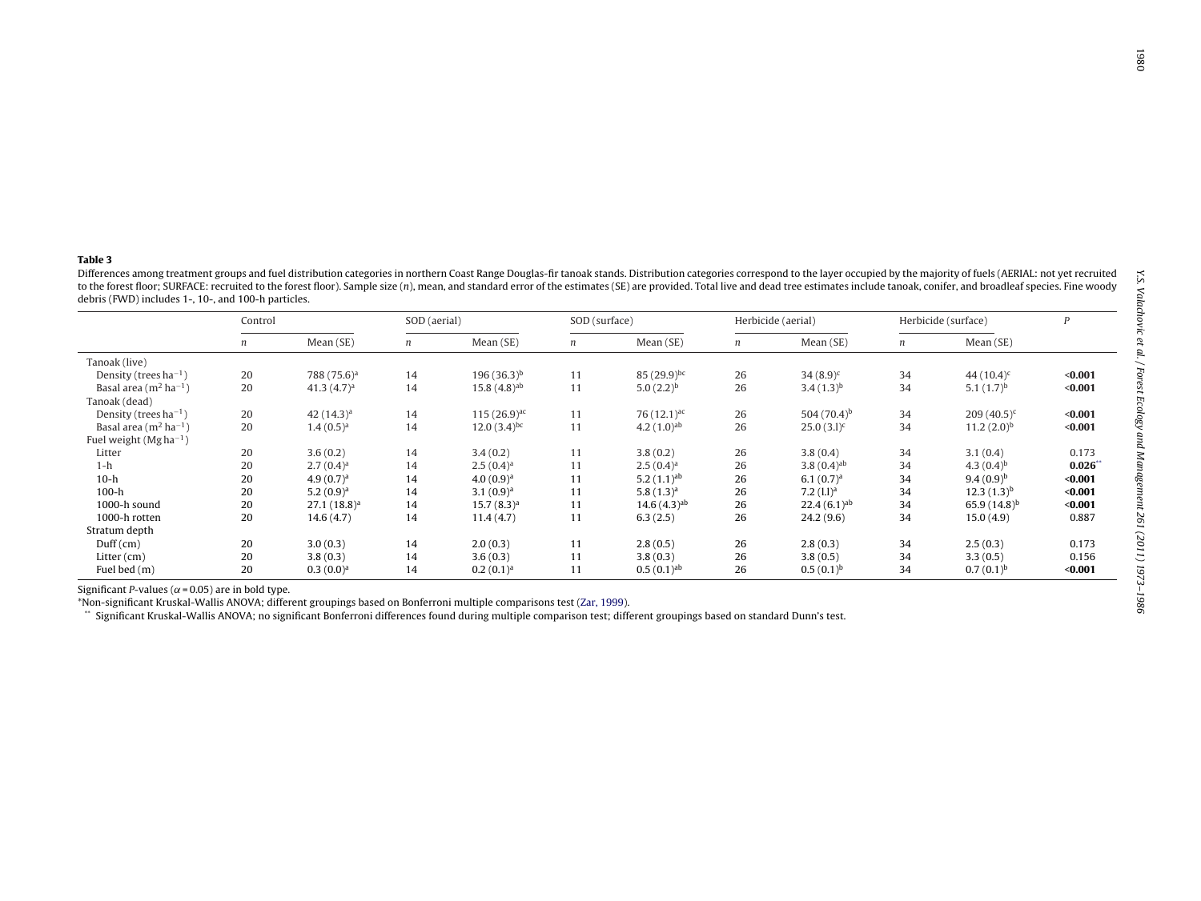**Table 3**

Differences among treatment groups and fuel distribution categories in northern Coast Range Douglas-fir tanoak stands. Distribution categories correspond to the layer occupied by the majority of fuels (AERIAL: not yet recruited to the forest floor; SURFACE: recruited to the forest floor). Sample size (*n*), mean, and standard error of the estimates (SE) are provided. Total live and dead tree estimates include tanoak, conifer, and broadleaf species. Fine woody debris (FWD) includes 1-, 10-, and 100-h particles.

| | Control | | SOD (aerial) | | SOD (surface) | | Herbicide (aerial) | | Herbicide (surface) | | *P* |
|---|---|---|---|---|---|---|---|---|---|---|---|
| | *n* | Mean (SE) | *n* | Mean (SE) | *n* | Mean (SE) | *n* | Mean (SE) | *n* | Mean (SE) | |
| Tanoak (live) | | | | | | | | | | | |
| Density (trees $ha^{-1}$) | 20 | 788 (75.6)[a] | 14 | 196 (36.3)[b] | 11 | 85 (29.9)[bc] | 26 | 34 (8.9)[c] | 34 | 44 (10.4)[c] | **<0.001** |
| Basal area ($m^2$ $ha^{-1}$) | 20 | 41.3 (4.7)[a] | 14 | 15.8 (4.8)[ab] | 11 | 5.0 (2.2)[b] | 26 | 3.4 (1.3)[b] | 34 | 5.1 (1.7)[b] | **<0.001** |
| Tanoak (dead) | | | | | | | | | | | |
| Density (trees $ha^{-1}$) | 20 | 42 (14.3)[a] | 14 | 115 (26.9)[ac] | 11 | 76 (12.1)[ac] | 26 | 504 (70.4)[b] | 34 | 209 (40.5)[c] | **<0.001** |
| Basal area ($m^2$ $ha^{-1}$) | 20 | 1.4 (0.5)[a] | 14 | 12.0 (3.4)[bc] | 11 | 4.2 (1.0)[ab] | 26 | 25.0 (3.l)[c] | 34 | 11.2 (2.0)[b] | **<0.001** |
| Fuel weight (Mg $ha^{-1}$) | | | | | | | | | | | |
| Litter | 20 | 3.6 (0.2) | 14 | 3.4 (0.2) | 11 | 3.8 (0.2) | 26 | 3.8 (0.4) | 34 | 3.1 (0.4) | 0.173 |
| 1-h | 20 | 2.7 (0.4)[a] | 14 | 2.5 (0.4)[a] | 11 | 2.5 (0.4)[a] | 26 | 3.8 (0.4)[ab] | 34 | 4.3 (0.4)[b] | **0.026**** |
| 10-h | 20 | 4.9 (0.7)[a] | 14 | 4.0 (0.9)[a] | 11 | 5.2 (1.1)[ab] | 26 | 6.1 (0.7)[a] | 34 | 9.4 (0.9)[b] | **<0.001** |
| 100-h | 20 | 5.2 (0.9)[a] | 14 | 3.1 (0.9)[a] | 11 | 5.8 (1.3)[a] | 26 | 7.2 (l.l)[a] | 34 | 12.3 (1.3)[b] | **<0.001** |
| 1000-h sound | 20 | 27.1 (18.8)[a] | 14 | 15.7 (8.3)[a] | 11 | 14.6 (4.3)[ab] | 26 | 22.4 (6.1)[ab] | 34 | 65.9 (14.8)[b] | **<0.001** |
| 1000-h rotten | 20 | 14.6 (4.7) | 14 | 11.4 (4.7) | 11 | 6.3 (2.5) | 26 | 24.2 (9.6) | 34 | 15.0 (4.9) | 0.887 |
| Stratum depth | | | | | | | | | | | |
| Duff (cm) | 20 | 3.0 (0.3) | 14 | 2.0 (0.3) | 11 | 2.8 (0.5) | 26 | 2.8 (0.3) | 34 | 2.5 (0.3) | 0.173 |
| Litter (cm) | 20 | 3.8 (0.3) | 14 | 3.6 (0.3) | 11 | 3.8 (0.3) | 26 | 3.8 (0.5) | 34 | 3.3 (0.5) | 0.156 |
| Fuel bed (m) | 20 | 0.3 (0.0)[a] | 14 | 0.2 (0.1)[a] | 11 | 0.5 (0.1)[ab] | 26 | 0.5 (0.1)[b] | 34 | 0.7 (0.1)[b] | **<0.001** |

Significant *P*-values ($\alpha = 0.05$) are in bold type.

*Non-significant Kruskal-Wallis ANOVA; different groupings based on Bonferroni multiple comparisons test (Zar, 1999).

** Significant Kruskal-Wallis ANOVA; no significant Bonferroni differences found during multiple comparison test; different groupings based on standard Dunn's test.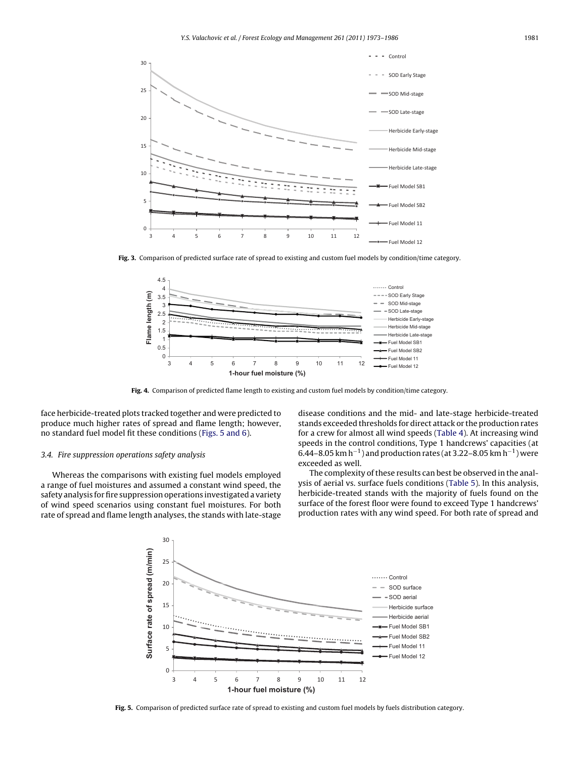30
25
20
15
10
5
0
3 4 5 6 7 8 9 10 11 12

Control
SOD Early Stage
SOD Mid-stage
SOD Late-stage
Herbicide Early-stage
Herbicide Mid-stage
Herbicide Late-stage
Fuel Model SB1
Fuel Model SB2
Fuel Model 11
Fuel Model 12

**Fig. 3.** Comparison of predicted surface rate of spread to existing and custom fuel models by condition/time category.

Flame length (m)
4.5
4
3.5
3
2.5
2
1.5
1
0.5
0
3 4 5 6 7 8 9 10 11 12
1-hour fuel moisture (%)

Control
SOD Early Stage
SOD Mid-stage
SOD Late-stage
Herbicide Early-stage
Herbicide Mid-stage
Herbicide Late-stage
Fuel Model SB1
Fuel Model SB2
Fuel Model 11
Fuel Model 12

**Fig. 4.** Comparison of predicted flame length to existing and custom fuel models by condition/time category.

face herbicide-treated plots tracked together and were predicted to produce much higher rates of spread and flame length; however, no standard fuel model fit these conditions (Figs. 5 and 6).

### 3.4. Fire suppression operations safety analysis

Whereas the comparisons with existing fuel models employed a range of fuel moistures and assumed a constant wind speed, the safety analysis for fire suppression operations investigated a variety of wind speed scenarios using constant fuel moistures. For both rate of spread and flame length analyses, the stands with late-stage disease conditions and the mid- and late-stage herbicide-treated stands exceeded thresholds for direct attack or the production rates for a crew for almost all wind speeds (Table 4). At increasing wind speeds in the control conditions, Type 1 handcrews' capacities (at 6.44–8.05 km $h^{-1}$) and production rates (at 3.22–8.05 km $h^{-1}$) were exceeded as well.

The complexity of these results can best be observed in the analysis of aerial vs. surface fuels conditions (Table 5). In this analysis, herbicide-treated stands with the majority of fuels found on the surface of the forest floor were found to exceed Type 1 handcrews' production rates with any wind speed. For both rate of spread and

Surface rate of spread (m/min)
30
25
20
15
10
5
0
3 4 5 6 7 8 9 10 11 12
1-hour fuel moisture (%)

Control
SOD surface
SOD aerial
Herbicide surface
Herbicide aerial
Fuel Model SB1
Fuel Model SB2
Fuel Model 11
Fuel Model 12

**Fig. 5.** Comparison of predicted surface rate of spread to existing and custom fuel models by fuels distribution category.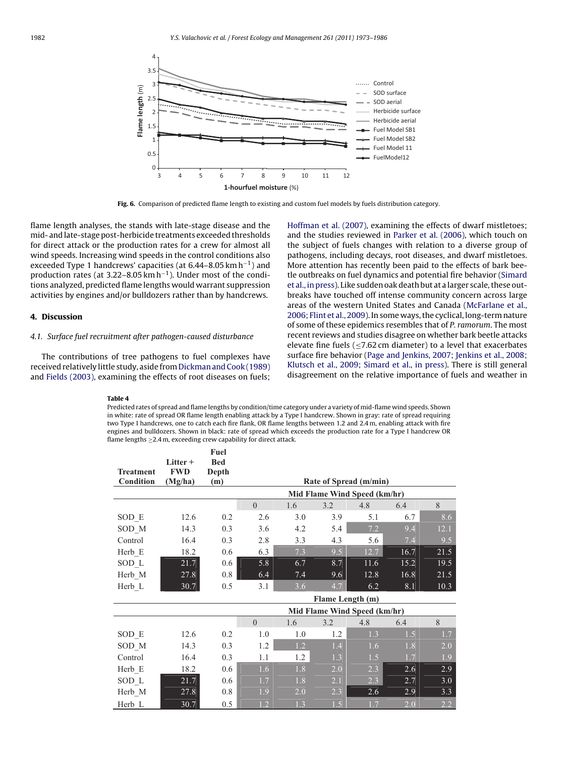4
3.5
3
2.5
2
1.5
1
0.5
0
Flame length (m)
3 4 5 6 7 8 9 10 11 12
1-hourfuel moisture (%)
Control
SOD surface
SOD aerial
Herbicide surface
Herbicide aerial
Fuel Model SB1
Fuel Model SB2
Fuel Model 11
FuelModel12

**Fig. 6.** Comparison of predicted flame length to existing and custom fuel models by fuels distribution category.

flame length analyses, the stands with late-stage disease and the mid- and late-stage post-herbicide treatments exceeded thresholds for direct attack or the production rates for a crew for almost all wind speeds. Increasing wind speeds in the control conditions also exceeded Type 1 handcrews' capacities (at 6.44–8.05 km $h^{-1}$) and production rates (at 3.22–8.05 km $h^{-1}$). Under most of the conditions analyzed, predicted flame lengths would warrant suppression activities by engines and/or bulldozers rather than by handcrews.

## 4. Discussion

### *4.1. Surface fuel recruitment after pathogen-caused disturbance*

The contributions of tree pathogens to fuel complexes have received relatively little study, aside from Dickman and Cook (1989) and Fields (2003), examining the effects of root diseases on fuels; Hoffman et al. (2007), examining the effects of dwarf mistletoes; and the studies reviewed in Parker et al. (2006), which touch on the subject of fuels changes with relation to a diverse group of pathogens, including decays, root diseases, and dwarf mistletoes. More attention has recently been paid to the effects of bark beetle outbreaks on fuel dynamics and potential fire behavior (Simard et al., in press). Like sudden oak death but at a larger scale, these outbreaks have touched off intense community concern across large areas of the western United States and Canada (McFarlane et al., 2006; Flint et al., 2009). In some ways, the cyclical, long-term nature of some of these epidemics resembles that of *P. ramorum*. The most recent reviews and studies disagree on whether bark beetle attacks elevate fine fuels (≤7.62 cm diameter) to a level that exacerbates surface fire behavior (Page and Jenkins, 2007; Jenkins et al., 2008; Klutsch et al., 2009; Simard et al., in press). There is still general disagreement on the relative importance of fuels and weather in

**Table 4**
Predicted rates of spread and flame lengths by condition/time category under a variety of mid-flame wind speeds. Shown in white: rate of spread OR flame length enabling attack by a Type I handcrew. Shown in gray: rate of spread requiring two Type I handcrews, one to catch each fire flank, OR flame lengths between 1.2 and 2.4 m, enabling attack with fire engines and bulldozers. Shown in black: rate of spread which exceeds the production rate for a Type I handcrew OR flame lengths ≥2.4 m, exceeding crew capability for direct attack.

| Treatment Condition | Litter + FWD (Mg/ha) | Fuel Bed Depth (m) | Rate of Spread (m/min) | | | | | |
|---|---|---|---|---|---|---|---|---|
| | | | Mid Flame Wind Speed (km/hr) | | | | | |
| | | | 0 | 1.6 | 3.2 | 4.8 | 6.4 | 8 |
| SOD_E | 12.6 | 0.2 | 2.6 | 3.0 | 3.9 | 5.1 | 6.7 | 8.6 |
| SOD_M | 14.3 | 0.3 | 3.6 | 4.2 | 5.4 | 7.2 | 9.4 | 12.1 |
| Control | 16.4 | 0.3 | 2.8 | 3.3 | 4.3 | 5.6 | 7.4 | 9.5 |
| Herb_E | 18.2 | 0.6 | 6.3 | 7.3 | 9.5 | 12.7 | 16.7 | 21.5 |
| SOD_L | 21.7 | 0.6 | 5.8 | 6.7 | 8.7 | 11.6 | 15.2 | 19.5 |
| Herb_M | 27.8 | 0.8 | 6.4 | 7.4 | 9.6 | 12.8 | 16.8 | 21.5 |
| Herb_L | 30.7 | 0.5 | 3.1 | 3.6 | 4.7 | 6.2 | 8.1 | 10.3 |
| | | | Flame Length (m) | | | | | |
| | | | Mid Flame Wind Speed (km/hr) | | | | | |
| | | | 0 | 1.6 | 3.2 | 4.8 | 6.4 | 8 |
| SOD_E | 12.6 | 0.2 | 1.0 | 1.0 | 1.2 | 1.3 | 1.5 | 1.7 |
| SOD_M | 14.3 | 0.3 | 1.2 | 1.2 | 1.4 | 1.6 | 1.8 | 2.0 |
| Control | 16.4 | 0.3 | 1.1 | 1.2 | 1.3 | 1.5 | 1.7 | 1.9 |
| Herb_E | 18.2 | 0.6 | 1.6 | 1.8 | 2.0 | 2.3 | 2.6 | 2.9 |
| SOD_L | 21.7 | 0.6 | 1.7 | 1.8 | 2.1 | 2.3 | 2.7 | 3.0 |
| Herb_M | 27.8 | 0.8 | 1.9 | 2.0 | 2.3 | 2.6 | 2.9 | 3.3 |
| Herb_L | 30.7 | 0.5 | 1.2 | 1.3 | 1.5 | 1.7 | 2.0 | 2.2 |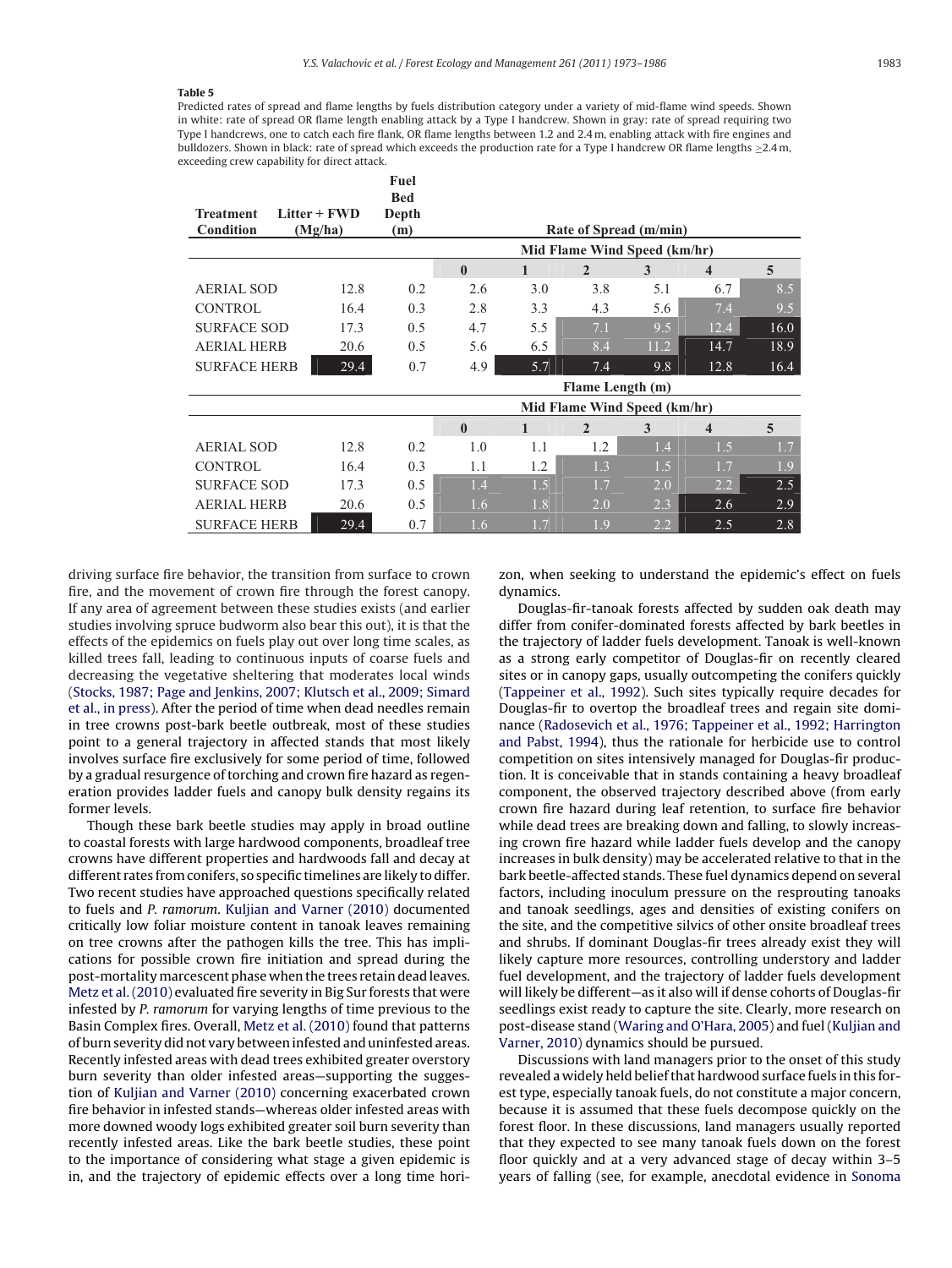**Table 5**

Predicted rates of spread and flame lengths by fuels distribution category under a variety of mid-flame wind speeds. Shown in white: rate of spread OR flame length enabling attack by a Type I handcrew. Shown in gray: rate of spread requiring two Type I handcrews, one to catch each fire flank, OR flame lengths between 1.2 and 2.4 m, enabling attack with fire engines and bulldozers. Shown in black: rate of spread which exceeds the production rate for a Type I handcrew OR flame lengths ≥2.4 m, exceeding crew capability for direct attack.

| Treatment Condition | Litter + FWD (Mg/ha) | Fuel Bed Depth (m) | Rate of Spread (m/min) | | | | | |
|---|---|---|---|---|---|---|---|---|
| | | | Mid Flame Wind Speed (km/hr) | | | | | |
| | | | 0 | 1 | 2 | 3 | 4 | 5 |
| AERIAL SOD | 12.8 | 0.2 | 2.6 | 3.0 | 3.8 | 5.1 | 6.7 | 8.5 |
| CONTROL | 16.4 | 0.3 | 2.8 | 3.3 | 4.3 | 5.6 | 7.4 | 9.5 |
| SURFACE SOD | 17.3 | 0.5 | 4.7 | 5.5 | 7.1 | 9.5 | 12.4 | 16.0 |
| AERIAL HERB | 20.6 | 0.5 | 5.6 | 6.5 | 8.4 | 11.2 | 14.7 | 18.9 |
| SURFACE HERB | 29.4 | 0.7 | 4.9 | 5.7 | 7.4 | 9.8 | 12.8 | 16.4 |
| | | | **Flame Length (m)** | | | | | |
| | | | Mid Flame Wind Speed (km/hr) | | | | | |
| | | | 0 | 1 | 2 | 3 | 4 | 5 |
| AERIAL SOD | 12.8 | 0.2 | 1.0 | 1.1 | 1.2 | 1.4 | 1.5 | 1.7 |
| CONTROL | 16.4 | 0.3 | 1.1 | 1.2 | 1.3 | 1.5 | 1.7 | 1.9 |
| SURFACE SOD | 17.3 | 0.5 | 1.4 | 1.5 | 1.7 | 2.0 | 2.2 | 2.5 |
| AERIAL HERB | 20.6 | 0.5 | 1.6 | 1.8 | 2.0 | 2.3 | 2.6 | 2.9 |
| SURFACE HERB | 29.4 | 0.7 | 1.6 | 1.7 | 1.9 | 2.2 | 2.5 | 2.8 |

driving surface fire behavior, the transition from surface to crown fire, and the movement of crown fire through the forest canopy. If any area of agreement between these studies exists (and earlier studies involving spruce budworm also bear this out), it is that the effects of the epidemics on fuels play out over long time scales, as killed trees fall, leading to continuous inputs of coarse fuels and decreasing the vegetative sheltering that moderates local winds (Stocks, 1987; Page and Jenkins, 2007; Klutsch et al., 2009; Simard et al., in press). After the period of time when dead needles remain in tree crowns post-bark beetle outbreak, most of these studies point to a general trajectory in affected stands that most likely involves surface fire exclusively for some period of time, followed by a gradual resurgence of torching and crown fire hazard as regeneration provides ladder fuels and canopy bulk density regains its former levels.

Though these bark beetle studies may apply in broad outline to coastal forests with large hardwood components, broadleaf tree crowns have different properties and hardwoods fall and decay at different rates from conifers, so specific timelines are likely to differ. Two recent studies have approached questions specifically related to fuels and *P. ramorum*. Kuljian and Varner (2010) documented critically low foliar moisture content in tanoak leaves remaining on tree crowns after the pathogen kills the tree. This has implications for possible crown fire initiation and spread during the post-mortality marcescent phase when the trees retain dead leaves. Metz et al. (2010) evaluated fire severity in Big Sur forests that were infested by *P. ramorum* for varying lengths of time previous to the Basin Complex fires. Overall, Metz et al. (2010) found that patterns of burn severity did not vary between infested and uninfested areas. Recently infested areas with dead trees exhibited greater overstory burn severity than older infested areas—supporting the suggestion of Kuljian and Varner (2010) concerning exacerbated crown fire behavior in infested stands—whereas older infested areas with more downed woody logs exhibited greater soil burn severity than recently infested areas. Like the bark beetle studies, these point to the importance of considering what stage a given epidemic is in, and the trajectory of epidemic effects over a long time horizon, when seeking to understand the epidemic's effect on fuels dynamics.

Douglas-fir-tanoak forests affected by sudden oak death may differ from conifer-dominated forests affected by bark beetles in the trajectory of ladder fuels development. Tanoak is well-known as a strong early competitor of Douglas-fir on recently cleared sites or in canopy gaps, usually outcompeting the conifers quickly (Tappeiner et al., 1992). Such sites typically require decades for Douglas-fir to overtop the broadleaf trees and regain site dominance (Radosevich et al., 1976; Tappeiner et al., 1992; Harrington and Pabst, 1994), thus the rationale for herbicide use to control competition on sites intensively managed for Douglas-fir production. It is conceivable that in stands containing a heavy broadleaf component, the observed trajectory described above (from early crown fire hazard during leaf retention, to surface fire behavior while dead trees are breaking down and falling, to slowly increasing crown fire hazard while ladder fuels develop and the canopy increases in bulk density) may be accelerated relative to that in the bark beetle-affected stands. These fuel dynamics depend on several factors, including inoculum pressure on the resprouting tanoaks and tanoak seedlings, ages and densities of existing conifers on the site, and the competitive silvics of other onsite broadleaf trees and shrubs. If dominant Douglas-fir trees already exist they will likely capture more resources, controlling understory and ladder fuel development, and the trajectory of ladder fuels development will likely be different—as it also will if dense cohorts of Douglas-fir seedlings exist ready to capture the site. Clearly, more research on post-disease stand (Waring and O'Hara, 2005) and fuel (Kuljian and Varner, 2010) dynamics should be pursued.

Discussions with land managers prior to the onset of this study revealed a widely held belief that hardwood surface fuels in this forest type, especially tanoak fuels, do not constitute a major concern, because it is assumed that these fuels decompose quickly on the forest floor. In these discussions, land managers usually reported that they expected to see many tanoak fuels down on the forest floor quickly and at a very advanced stage of decay within 3–5 years of falling (see, for example, anecdotal evidence in Sonoma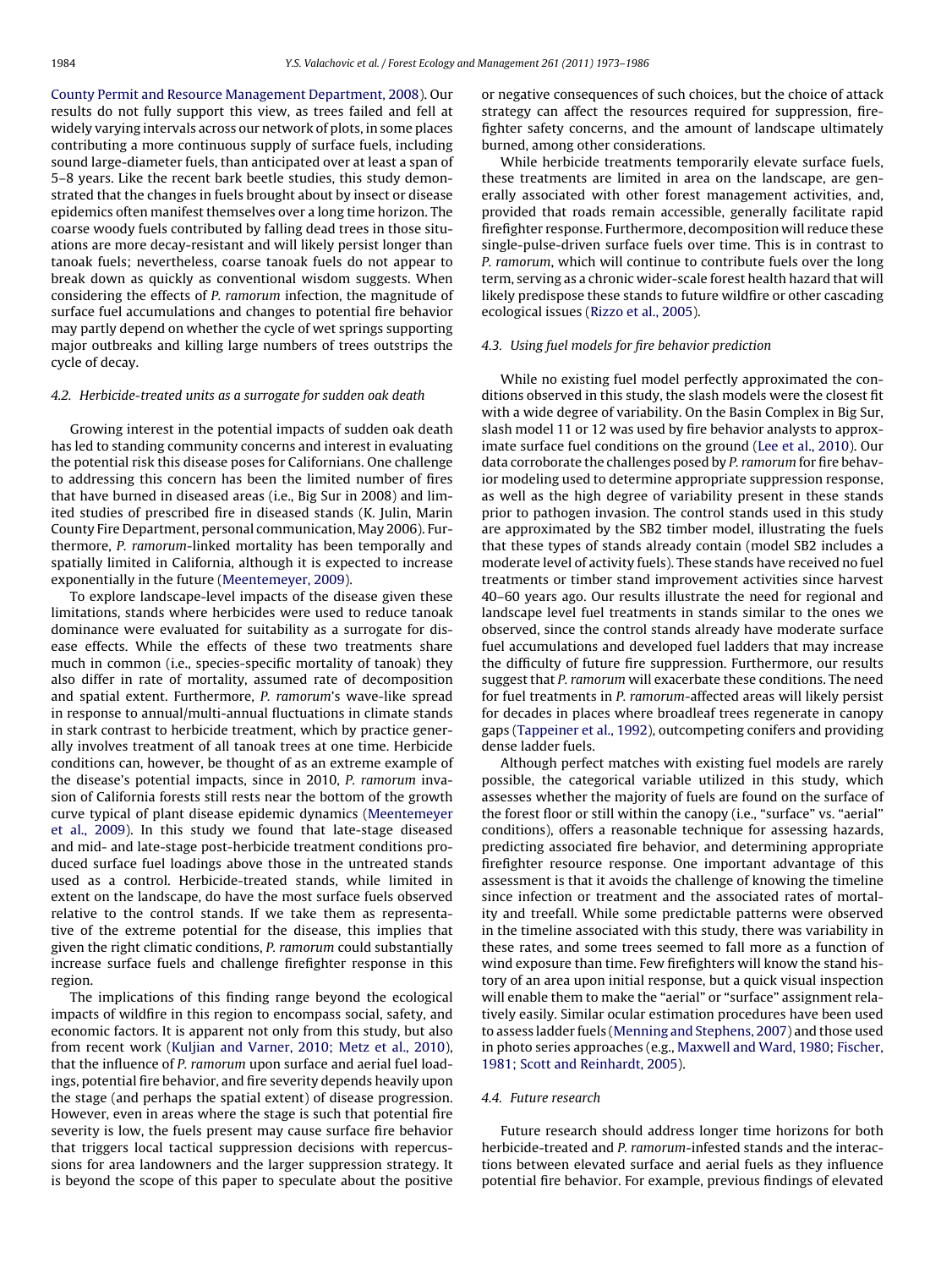County Permit and Resource Management Department, 2008). Our results do not fully support this view, as trees failed and fell at widely varying intervals across our network of plots, in some places contributing a more continuous supply of surface fuels, including sound large-diameter fuels, than anticipated over at least a span of 5–8 years. Like the recent bark beetle studies, this study demonstrated that the changes in fuels brought about by insect or disease epidemics often manifest themselves over a long time horizon. The coarse woody fuels contributed by falling dead trees in those situations are more decay-resistant and will likely persist longer than tanoak fuels; nevertheless, coarse tanoak fuels do not appear to break down as quickly as conventional wisdom suggests. When considering the effects of *P. ramorum* infection, the magnitude of surface fuel accumulations and changes to potential fire behavior may partly depend on whether the cycle of wet springs supporting major outbreaks and killing large numbers of trees outstrips the cycle of decay.

### 4.2. Herbicide-treated units as a surrogate for sudden oak death

Growing interest in the potential impacts of sudden oak death has led to standing community concerns and interest in evaluating the potential risk this disease poses for Californians. One challenge to addressing this concern has been the limited number of fires that have burned in diseased areas (i.e., Big Sur in 2008) and limited studies of prescribed fire in diseased stands (K. Julin, Marin County Fire Department, personal communication, May 2006). Furthermore, *P. ramorum*-linked mortality has been temporally and spatially limited in California, although it is expected to increase exponentially in the future (Meentemeyer, 2009).

To explore landscape-level impacts of the disease given these limitations, stands where herbicides were used to reduce tanoak dominance were evaluated for suitability as a surrogate for disease effects. While the effects of these two treatments share much in common (i.e., species-specific mortality of tanoak) they also differ in rate of mortality, assumed rate of decomposition and spatial extent. Furthermore, *P. ramorum*'s wave-like spread in response to annual/multi-annual fluctuations in climate stands in stark contrast to herbicide treatment, which by practice generally involves treatment of all tanoak trees at one time. Herbicide conditions can, however, be thought of as an extreme example of the disease's potential impacts, since in 2010, *P. ramorum* invasion of California forests still rests near the bottom of the growth curve typical of plant disease epidemic dynamics (Meentemeyer et al., 2009). In this study we found that late-stage diseased and mid- and late-stage post-herbicide treatment conditions produced surface fuel loadings above those in the untreated stands used as a control. Herbicide-treated stands, while limited in extent on the landscape, do have the most surface fuels observed relative to the control stands. If we take them as representative of the extreme potential for the disease, this implies that given the right climatic conditions, *P. ramorum* could substantially increase surface fuels and challenge firefighter response in this region.

The implications of this finding range beyond the ecological impacts of wildfire in this region to encompass social, safety, and economic factors. It is apparent not only from this study, but also from recent work (Kuljian and Varner, 2010; Metz et al., 2010), that the influence of *P. ramorum* upon surface and aerial fuel loadings, potential fire behavior, and fire severity depends heavily upon the stage (and perhaps the spatial extent) of disease progression. However, even in areas where the stage is such that potential fire severity is low, the fuels present may cause surface fire behavior that triggers local tactical suppression decisions with repercussions for area landowners and the larger suppression strategy. It is beyond the scope of this paper to speculate about the positive or negative consequences of such choices, but the choice of attack strategy can affect the resources required for suppression, firefighter safety concerns, and the amount of landscape ultimately burned, among other considerations.

While herbicide treatments temporarily elevate surface fuels, these treatments are limited in area on the landscape, are generally associated with other forest management activities, and, provided that roads remain accessible, generally facilitate rapid firefighter response. Furthermore, decomposition will reduce these single-pulse-driven surface fuels over time. This is in contrast to *P. ramorum*, which will continue to contribute fuels over the long term, serving as a chronic wider-scale forest health hazard that will likely predispose these stands to future wildfire or other cascading ecological issues (Rizzo et al., 2005).

### 4.3. Using fuel models for fire behavior prediction

While no existing fuel model perfectly approximated the conditions observed in this study, the slash models were the closest fit with a wide degree of variability. On the Basin Complex in Big Sur, slash model 11 or 12 was used by fire behavior analysts to approximate surface fuel conditions on the ground (Lee et al., 2010). Our data corroborate the challenges posed by *P. ramorum* for fire behavior modeling used to determine appropriate suppression response, as well as the high degree of variability present in these stands prior to pathogen invasion. The control stands used in this study are approximated by the SB2 timber model, illustrating the fuels that these types of stands already contain (model SB2 includes a moderate level of activity fuels). These stands have received no fuel treatments or timber stand improvement activities since harvest 40–60 years ago. Our results illustrate the need for regional and landscape level fuel treatments in stands similar to the ones we observed, since the control stands already have moderate surface fuel accumulations and developed fuel ladders that may increase the difficulty of future fire suppression. Furthermore, our results suggest that *P. ramorum* will exacerbate these conditions. The need for fuel treatments in *P. ramorum*-affected areas will likely persist for decades in places where broadleaf trees regenerate in canopy gaps (Tappeiner et al., 1992), outcompeting conifers and providing dense ladder fuels.

Although perfect matches with existing fuel models are rarely possible, the categorical variable utilized in this study, which assesses whether the majority of fuels are found on the surface of the forest floor or still within the canopy (i.e., "surface" vs. "aerial" conditions), offers a reasonable technique for assessing hazards, predicting associated fire behavior, and determining appropriate firefighter resource response. One important advantage of this assessment is that it avoids the challenge of knowing the timeline since infection or treatment and the associated rates of mortality and treefall. While some predictable patterns were observed in the timeline associated with this study, there was variability in these rates, and some trees seemed to fall more as a function of wind exposure than time. Few firefighters will know the stand history of an area upon initial response, but a quick visual inspection will enable them to make the "aerial" or "surface" assignment relatively easily. Similar ocular estimation procedures have been used to assess ladder fuels (Menning and Stephens, 2007) and those used in photo series approaches (e.g., Maxwell and Ward, 1980; Fischer, 1981; Scott and Reinhardt, 2005).

### 4.4. Future research

Future research should address longer time horizons for both herbicide-treated and *P. ramorum*-infested stands and the interactions between elevated surface and aerial fuels as they influence potential fire behavior. For example, previous findings of elevated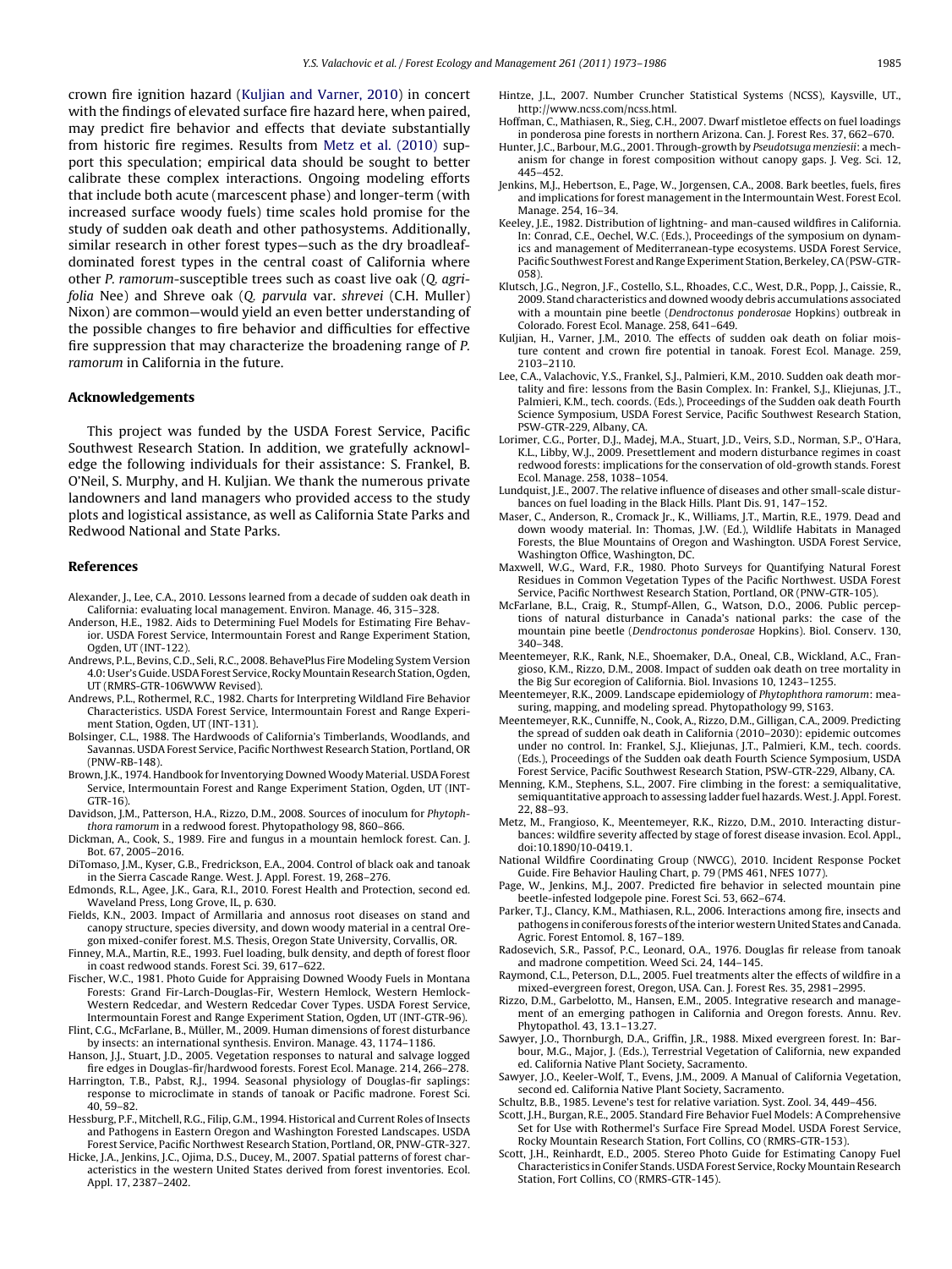crown fire ignition hazard (Kuljian and Varner, 2010) in concert with the findings of elevated surface fire hazard here, when paired, may predict fire behavior and effects that deviate substantially from historic fire regimes. Results from Metz et al. (2010) support this speculation; empirical data should be sought to better calibrate these complex interactions. Ongoing modeling efforts that include both acute (marcescent phase) and longer-term (with increased surface woody fuels) time scales hold promise for the study of sudden oak death and other pathosystems. Additionally, similar research in other forest types—such as the dry broadleaf-dominated forest types in the central coast of California where other *P. ramorum*-susceptible trees such as coast live oak (*Q. agrifolia* Nee) and Shreve oak (*Q. parvula* var. *shrevei* (C.H. Muller) Nixon) are common—would yield an even better understanding of the possible changes to fire behavior and difficulties for effective fire suppression that may characterize the broadening range of *P. ramorum* in California in the future.

## Acknowledgements

This project was funded by the USDA Forest Service, Pacific Southwest Research Station. In addition, we gratefully acknowledge the following individuals for their assistance: S. Frankel, B. O'Neil, S. Murphy, and H. Kuljian. We thank the numerous private landowners and land managers who provided access to the study plots and logistical assistance, as well as California State Parks and Redwood National and State Parks.

## References

Alexander, J., Lee, C.A., 2010. Lessons learned from a decade of sudden oak death in California: evaluating local management. Environ. Manage. 46, 315–328.

Anderson, H.E., 1982. Aids to Determining Fuel Models for Estimating Fire Behavior. USDA Forest Service, Intermountain Forest and Range Experiment Station, Ogden, UT (INT-122).

Andrews, P.L., Bevins, C.D., Seli, R.C., 2008. BehavePlus Fire Modeling System Version 4.0: User's Guide. USDA Forest Service, Rocky Mountain Research Station, Ogden, UT (RMRS-GTR-106WWW Revised).

Andrews, P.L., Rothermel, R.C., 1982. Charts for Interpreting Wildland Fire Behavior Characteristics. USDA Forest Service, Intermountain Forest and Range Experiment Station, Ogden, UT (INT-131).

Bolsinger, C.L., 1988. The Hardwoods of California's Timberlands, Woodlands, and Savannas. USDA Forest Service, Pacific Northwest Research Station, Portland, OR (PNW-RB-148).

Brown, J.K., 1974. Handbook for Inventorying Downed Woody Material. USDA Forest Service, Intermountain Forest and Range Experiment Station, Ogden, UT (INT-GTR-16).

Davidson, J.M., Patterson, H.A., Rizzo, D.M., 2008. Sources of inoculum for *Phytophthora ramorum* in a redwood forest. Phytopathology 98, 860–866.

Dickman, A., Cook, S., 1989. Fire and fungus in a mountain hemlock forest. Can. J. Bot. 67, 2005–2016.

DiTomaso, J.M., Kyser, G.B., Fredrickson, E.A., 2004. Control of black oak and tanoak in the Sierra Cascade Range. West. J. Appl. Forest. 19, 268–276.

Edmonds, R.L., Agee, J.K., Gara, R.I., 2010. Forest Health and Protection, second ed. Waveland Press, Long Grove, IL, p. 630.

Fields, K.N., 2003. Impact of Armillaria and annosus root diseases on stand and canopy structure, species diversity, and down woody material in a central Oregon mixed-conifer forest. M.S. Thesis, Oregon State University, Corvallis, OR.

Finney, M.A., Martin, R.E., 1993. Fuel loading, bulk density, and depth of forest floor in coast redwood stands. Forest Sci. 39, 617–622.

Fischer, W.C., 1981. Photo Guide for Appraising Downed Woody Fuels in Montana Forests: Grand Fir-Larch-Douglas-Fir, Western Hemlock, Western Hemlock-Western Redcedar, and Western Redcedar Cover Types. USDA Forest Service, Intermountain Forest and Range Experiment Station, Ogden, UT (INT-GTR-96).

Flint, C.G., McFarlane, B., Müller, M., 2009. Human dimensions of forest disturbance by insects: an international synthesis. Environ. Manage. 43, 1174–1186.

Hanson, J.J., Stuart, J.D., 2005. Vegetation responses to natural and salvage logged fire edges in Douglas-fir/hardwood forests. Forest Ecol. Manage. 214, 266–278.

Harrington, T.B., Pabst, R.J., 1994. Seasonal physiology of Douglas-fir saplings: response to microclimate in stands of tanoak or Pacific madrone. Forest Sci. 40, 59–82.

Hessburg, P.F., Mitchell, R.G., Filip, G.M., 1994. Historical and Current Roles of Insects and Pathogens in Eastern Oregon and Washington Forested Landscapes. USDA Forest Service, Pacific Northwest Research Station, Portland, OR, PNW-GTR-327.

Hicke, J.A., Jenkins, J.C., Ojima, D.S., Ducey, M., 2007. Spatial patterns of forest characteristics in the western United States derived from forest inventories. Ecol. Appl. 17, 2387–2402.

Hintze, J.L., 2007. Number Cruncher Statistical Systems (NCSS), Kaysville, UT., http://www.ncss.com/ncss.html.

Hoffman, C., Mathiasen, R., Sieg, C.H., 2007. Dwarf mistletoe effects on fuel loadings in ponderosa pine forests in northern Arizona. Can. J. Forest Res. 37, 662–670.

Hunter, J.C., Barbour, M.G., 2001. Through-growth by *Pseudotsuga menziesii*: a mechanism for change in forest composition without canopy gaps. J. Veg. Sci. 12, 445–452.

Jenkins, M.J., Hebertson, E., Page, W., Jorgensen, C.A., 2008. Bark beetles, fuels, fires and implications for forest management in the Intermountain West. Forest Ecol. Manage. 254, 16–34.

Keeley, J.E., 1982. Distribution of lightning- and man-caused wildfires in California. In: Conrad, C.E., Oechel, W.C. (Eds.), Proceedings of the symposium on dynamics and management of Mediterranean-type ecosystems. USDA Forest Service, Pacific Southwest Forest and Range Experiment Station, Berkeley, CA (PSW-GTR-058).

Klutsch, J.G., Negron, J.F., Costello, S.L., Rhoades, C.C., West, D.R., Popp, J., Caissie, R., 2009. Stand characteristics and downed woody debris accumulations associated with a mountain pine beetle (*Dendroctonus ponderosae* Hopkins) outbreak in Colorado. Forest Ecol. Manage. 258, 641–649.

Kuljian, H., Varner, J.M., 2010. The effects of sudden oak death on foliar moisture content and crown fire potential in tanoak. Forest Ecol. Manage. 259, 2103–2110.

Lee, C.A., Valachovic, Y.S., Frankel, S.J., Palmieri, K.M., 2010. Sudden oak death mortality and fire: lessons from the Basin Complex. In: Frankel, S.J., Kliejunas, J.T., Palmieri, K.M., tech. coords. (Eds.), Proceedings of the Sudden oak death Fourth Science Symposium, USDA Forest Service, Pacific Southwest Research Station, PSW-GTR-229, Albany, CA.

Lorimer, C.G., Porter, D.J., Madej, M.A., Stuart, J.D., Veirs, S.D., Norman, S.P., O'Hara, K.L., Libby, W.J., 2009. Presettlement and modern disturbance regimes in coast redwood forests: implications for the conservation of old-growth stands. Forest Ecol. Manage. 258, 1038–1054.

Lundquist, J.E., 2007. The relative influence of diseases and other small-scale disturbances on fuel loading in the Black Hills. Plant Dis. 91, 147–152.

Maser, C., Anderson, R., Cromack Jr., K., Williams, J.T., Martin, R.E., 1979. Dead and down woody material. In: Thomas, J.W. (Ed.), Wildlife Habitats in Managed Forests, the Blue Mountains of Oregon and Washington. USDA Forest Service, Washington Office, Washington, DC.

Maxwell, W.G., Ward, F.R., 1980. Photo Surveys for Quantifying Natural Forest Residues in Common Vegetation Types of the Pacific Northwest. USDA Forest Service, Pacific Northwest Research Station, Portland, OR (PNW-GTR-105).

McFarlane, B.L., Craig, R., Stumpf-Allen, G., Watson, D.O., 2006. Public perceptions of natural disturbance in Canada's national parks: the case of the mountain pine beetle (*Dendroctonus ponderosae* Hopkins). Biol. Conserv. 130, 340–348.

Meentemeyer, R.K., Rank, N.E., Shoemaker, D.A., Oneal, C.B., Wickland, A.C., Frangioso, K.M., Rizzo, D.M., 2008. Impact of sudden oak death on tree mortality in the Big Sur ecoregion of California. Biol. Invasions 10, 1243–1255.

Meentemeyer, R.K., 2009. Landscape epidemiology of *Phytophthora ramorum*: measuring, mapping, and modeling spread. Phytopathology 99, S163.

Meentemeyer, R.K., Cunniffe, N., Cook, A., Rizzo, D.M., Gilligan, C.A., 2009. Predicting the spread of sudden oak death in California (2010–2030): epidemic outcomes under no control. In: Frankel, S.J., Kliejunas, J.T., Palmieri, K.M., tech. coords. (Eds.), Proceedings of the Sudden oak death Fourth Science Symposium, USDA Forest Service, Pacific Southwest Research Station, PSW-GTR-229, Albany, CA.

Menning, K.M., Stephens, S.L., 2007. Fire climbing in the forest: a semiqualitative, semiquantitative approach to assessing ladder fuel hazards. West. J. Appl. Forest. 22, 88–93.

Metz, M., Frangioso, K., Meentemeyer, R.K., Rizzo, D.M., 2010. Interacting disturbances: wildfire severity affected by stage of forest disease invasion. Ecol. Appl., doi:10.1890/10-0419.1.

National Wildfire Coordinating Group (NWCG), 2010. Incident Response Pocket Guide. Fire Behavior Hauling Chart, p. 79 (PMS 461, NFES 1077).

Page, W., Jenkins, M.J., 2007. Predicted fire behavior in selected mountain pine beetle-infested lodgepole pine. Forest Sci. 53, 662–674.

Parker, T.J., Clancy, K.M., Mathiasen, R.L., 2006. Interactions among fire, insects and pathogens in coniferous forests of the interior western United States and Canada. Agric. Forest Entomol. 8, 167–189.

Radosevich, S.R., Passof, P.C., Leonard, O.A., 1976. Douglas fir release from tanoak and madrone competition. Weed Sci. 24, 144–145.

Raymond, C.L., Peterson, D.L., 2005. Fuel treatments alter the effects of wildfire in a mixed-evergreen forest, Oregon, USA. Can. J. Forest Res. 35, 2981–2995.

Rizzo, D.M., Garbelotto, M., Hansen, E.M., 2005. Integrative research and management of an emerging pathogen in California and Oregon forests. Annu. Rev. Phytopathol. 43, 13.1–13.27.

Sawyer, J.O., Thornburgh, D.A., Griffin, J.R., 1988. Mixed evergreen forest. In: Barbour, M.G., Major, J. (Eds.), Terrestrial Vegetation of California, new expanded ed. California Native Plant Society, Sacramento.

Sawyer, J.O., Keeler-Wolf, T., Evens, J.M., 2009. A Manual of California Vegetation, second ed. California Native Plant Society, Sacramento.

Schultz, B.B., 1985. Levene's test for relative variation. Syst. Zool. 34, 449–456.

Scott, J.H., Burgan, R.E., 2005. Standard Fire Behavior Fuel Models: A Comprehensive Set for Use with Rothermel's Surface Fire Spread Model. USDA Forest Service, Rocky Mountain Research Station, Fort Collins, CO (RMRS-GTR-153).

Scott, J.H., Reinhardt, E.D., 2005. Stereo Photo Guide for Estimating Canopy Fuel Characteristics in Conifer Stands. USDA Forest Service, Rocky Mountain Research Station, Fort Collins, CO (RMRS-GTR-145).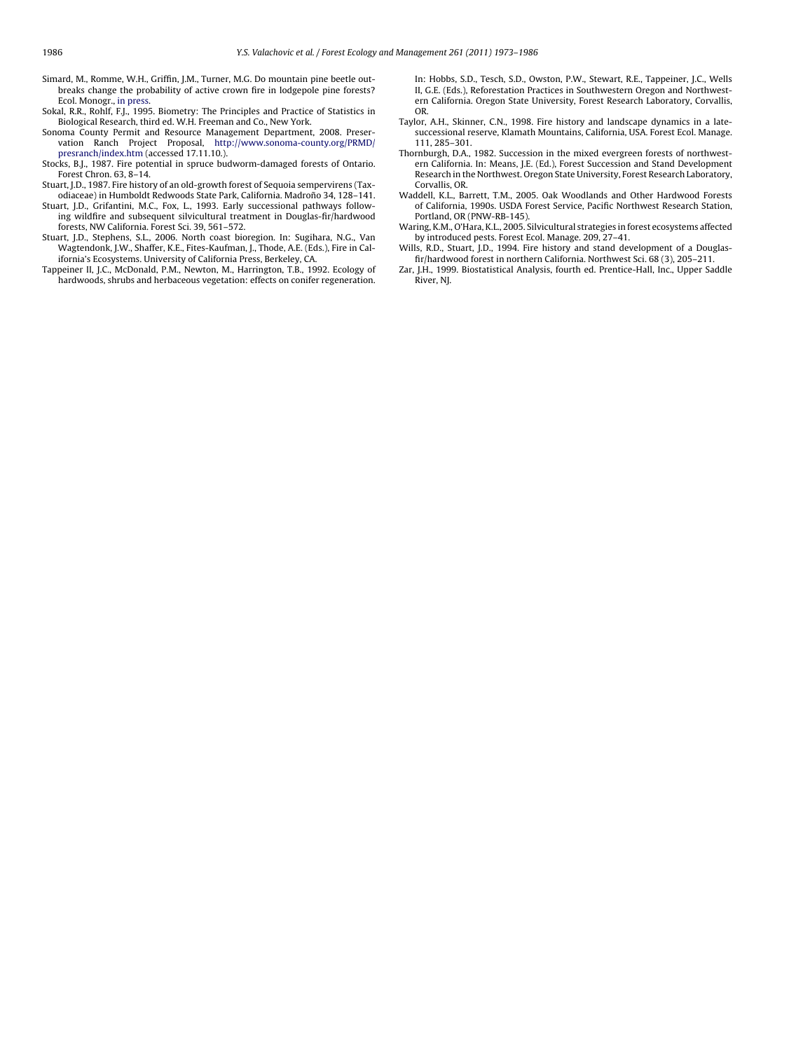Simard, M., Romme, W.H., Griffin, J.M., Turner, M.G. Do mountain pine beetle outbreaks change the probability of active crown fire in lodgepole pine forests? Ecol. Monogr., in press.

Sokal, R.R., Rohlf, F.J., 1995. Biometry: The Principles and Practice of Statistics in Biological Research, third ed. W.H. Freeman and Co., New York.

Sonoma County Permit and Resource Management Department, 2008. Preservation Ranch Project Proposal, http://www.sonoma-county.org/PRMD/presranch/index.htm (accessed 17.11.10.).

Stocks, B.J., 1987. Fire potential in spruce budworm-damaged forests of Ontario. Forest Chron. 63, 8–14.

Stuart, J.D., 1987. Fire history of an old-growth forest of Sequoia sempervirens (Taxodiaceae) in Humboldt Redwoods State Park, California. Madroño 34, 128–141.

Stuart, J.D., Grifantini, M.C., Fox, L., 1993. Early successional pathways following wildfire and subsequent silvicultural treatment in Douglas-fir/hardwood forests, NW California. Forest Sci. 39, 561–572.

Stuart, J.D., Stephens, S.L., 2006. North coast bioregion. In: Sugihara, N.G., Van Wagtendonk, J.W., Shaffer, K.E., Fites-Kaufman, J., Thode, A.E. (Eds.), Fire in California's Ecosystems. University of California Press, Berkeley, CA.

Tappeiner II, J.C., McDonald, P.M., Newton, M., Harrington, T.B., 1992. Ecology of hardwoods, shrubs and herbaceous vegetation: effects on conifer regeneration. In: Hobbs, S.D., Tesch, S.D., Owston, P.W., Stewart, R.E., Tappeiner, J.C., Wells II, G.E. (Eds.), Reforestation Practices in Southwestern Oregon and Northwestern California. Oregon State University, Forest Research Laboratory, Corvallis, OR.

Taylor, A.H., Skinner, C.N., 1998. Fire history and landscape dynamics in a late-successional reserve, Klamath Mountains, California, USA. Forest Ecol. Manage. 111, 285–301.

Thornburgh, D.A., 1982. Succession in the mixed evergreen forests of northwestern California. In: Means, J.E. (Ed.), Forest Succession and Stand Development Research in the Northwest. Oregon State University, Forest Research Laboratory, Corvallis, OR.

Waddell, K.L., Barrett, T.M., 2005. Oak Woodlands and Other Hardwood Forests of California, 1990s. USDA Forest Service, Pacific Northwest Research Station, Portland, OR (PNW-RB-145).

Waring, K.M., O'Hara, K.L., 2005. Silvicultural strategies in forest ecosystems affected by introduced pests. Forest Ecol. Manage. 209, 27–41.

Wills, R.D., Stuart, J.D., 1994. Fire history and stand development of a Douglas-fir/hardwood forest in northern California. Northwest Sci. 68 (3), 205–211.

Zar, J.H., 1999. Biostatistical Analysis, fourth ed. Prentice-Hall, Inc., Upper Saddle River, NJ.